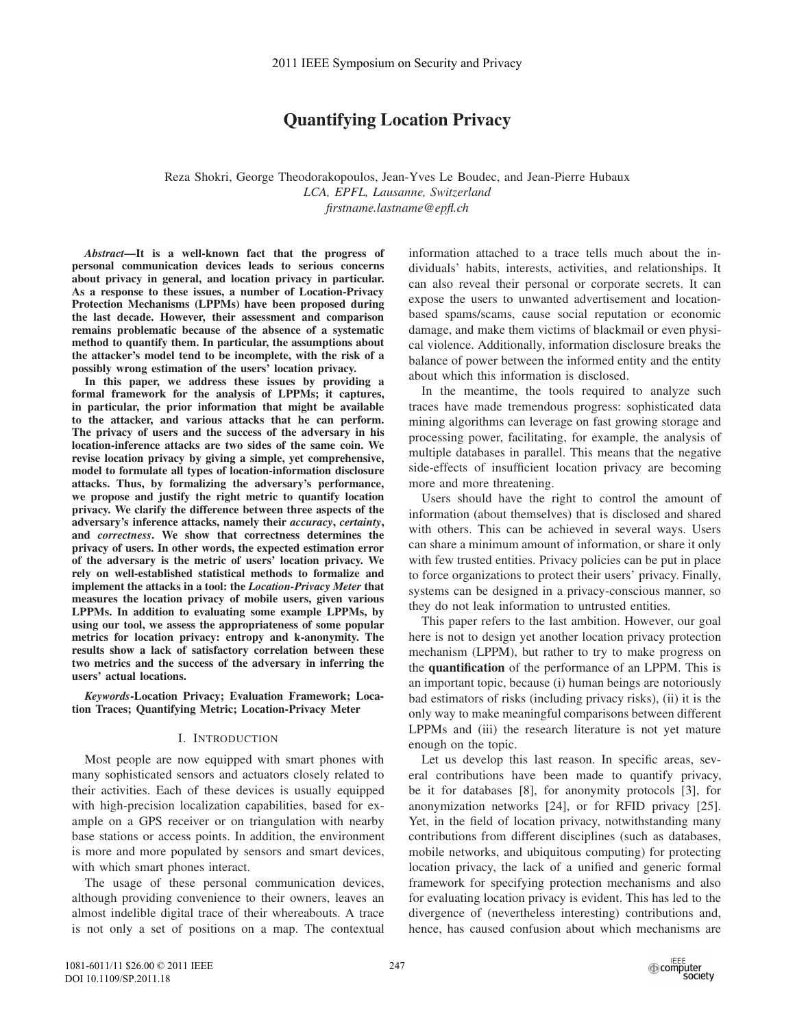# Quantifying Location Privacy

Reza Shokri, George Theodorakopoulos, Jean-Yves Le Boudec, and Jean-Pierre Hubaux
*LCA, EPFL, Lausanne, Switzerland*
*firstname.lastname@epfl.ch*

***Abstract*—It is a well-known fact that the progress of personal communication devices leads to serious concerns about privacy in general, and location privacy in particular. As a response to these issues, a number of Location-Privacy Protection Mechanisms (LPPMs) have been proposed during the last decade. However, their assessment and comparison remains problematic because of the absence of a systematic method to quantify them. In particular, the assumptions about the attacker's model tend to be incomplete, with the risk of a possibly wrong estimation of the users' location privacy.**

**In this paper, we address these issues by providing a formal framework for the analysis of LPPMs; it captures, in particular, the prior information that might be available to the attacker, and various attacks that he can perform. The privacy of users and the success of the adversary in his location-inference attacks are two sides of the same coin. We revise location privacy by giving a simple, yet comprehensive, model to formulate all types of location-information disclosure attacks. Thus, by formalizing the adversary's performance, we propose and justify the right metric to quantify location privacy. We clarify the difference between three aspects of the adversary's inference attacks, namely their *accuracy*, *certainty*, and *correctness*. We show that correctness determines the privacy of users. In other words, the expected estimation error of the adversary is the metric of users' location privacy. We rely on well-established statistical methods to formalize and implement the attacks in a tool: the *Location-Privacy Meter* that measures the location privacy of mobile users, given various LPPMs. In addition to evaluating some example LPPMs, by using our tool, we assess the appropriateness of some popular metrics for location privacy: entropy and k-anonymity. The results show a lack of satisfactory correlation between these two metrics and the success of the adversary in inferring the users' actual locations.**

***Keywords*-Location Privacy; Evaluation Framework; Location Traces; Quantifying Metric; Location-Privacy Meter**

## I. Introduction

Most people are now equipped with smart phones with many sophisticated sensors and actuators closely related to their activities. Each of these devices is usually equipped with high-precision localization capabilities, based for example on a GPS receiver or on triangulation with nearby base stations or access points. In addition, the environment is more and more populated by sensors and smart devices, with which smart phones interact.

The usage of these personal communication devices, although providing convenience to their owners, leaves an almost indelible digital trace of their whereabouts. A trace is not only a set of positions on a map. The contextual information attached to a trace tells much about the individuals' habits, interests, activities, and relationships. It can also reveal their personal or corporate secrets. It can expose the users to unwanted advertisement and location-based spams/scams, cause social reputation or economic damage, and make them victims of blackmail or even physical violence. Additionally, information disclosure breaks the balance of power between the informed entity and the entity about which this information is disclosed.

In the meantime, the tools required to analyze such traces have made tremendous progress: sophisticated data mining algorithms can leverage on fast growing storage and processing power, facilitating, for example, the analysis of multiple databases in parallel. This means that the negative side-effects of insufficient location privacy are becoming more and more threatening.

Users should have the right to control the amount of information (about themselves) that is disclosed and shared with others. This can be achieved in several ways. Users can share a minimum amount of information, or share it only with few trusted entities. Privacy policies can be put in place to force organizations to protect their users' privacy. Finally, systems can be designed in a privacy-conscious manner, so they do not leak information to untrusted entities.

This paper refers to the last ambition. However, our goal here is not to design yet another location privacy protection mechanism (LPPM), but rather to try to make progress on the **quantification** of the performance of an LPPM. This is an important topic, because (i) human beings are notoriously bad estimators of risks (including privacy risks), (ii) it is the only way to make meaningful comparisons between different LPPMs and (iii) the research literature is not yet mature enough on the topic.

Let us develop this last reason. In specific areas, several contributions have been made to quantify privacy, be it for databases [8], for anonymity protocols [3], for anonymization networks [24], or for RFID privacy [25]. Yet, in the field of location privacy, notwithstanding many contributions from different disciplines (such as databases, mobile networks, and ubiquitous computing) for protecting location privacy, the lack of a unified and generic formal framework for specifying protection mechanisms and also for evaluating location privacy is evident. This has led to the divergence of (nevertheless interesting) contributions and, hence, has caused confusion about which mechanisms are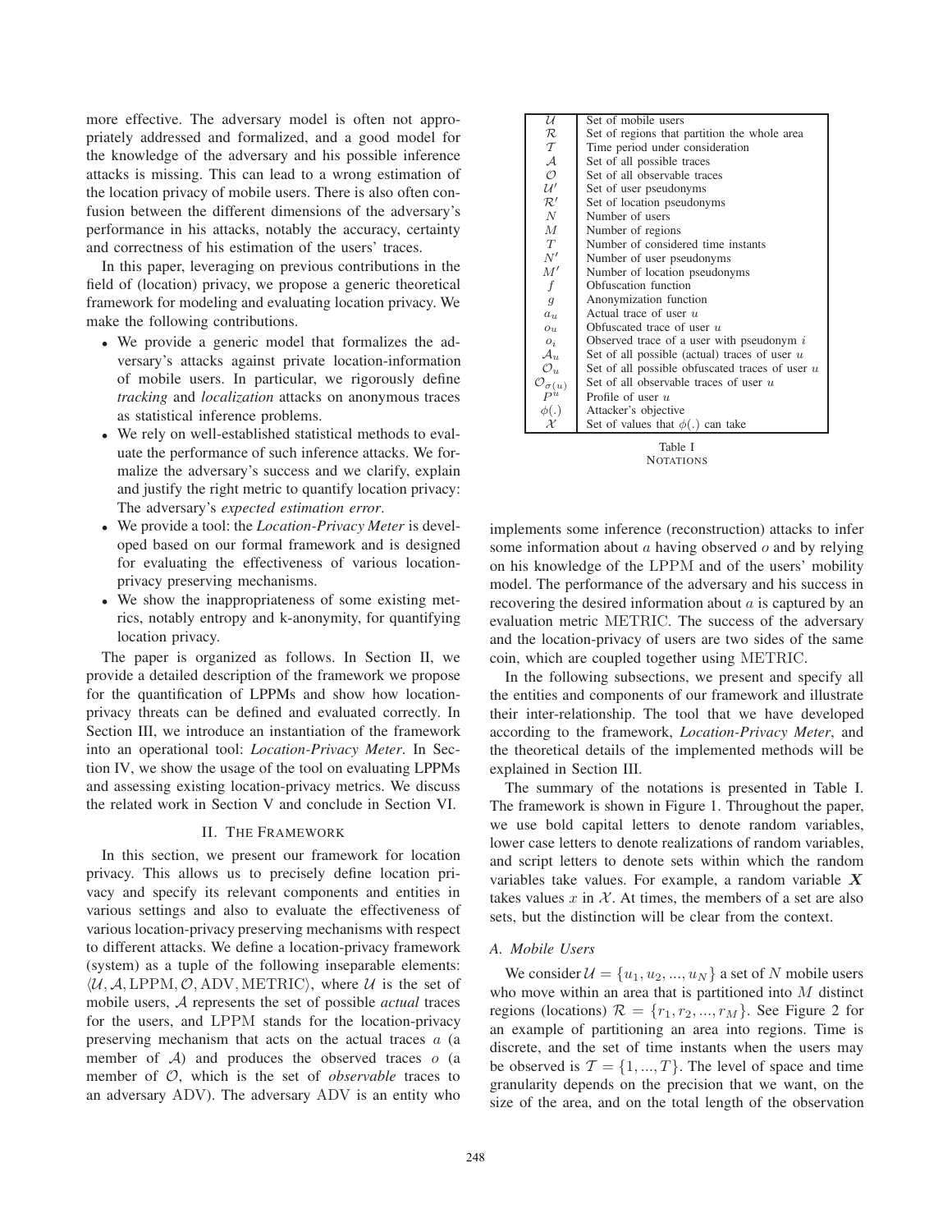more effective. The adversary model is often not appropriately addressed and formalized, and a good model for the knowledge of the adversary and his possible inference attacks is missing. This can lead to a wrong estimation of the location privacy of mobile users. There is also often confusion between the different dimensions of the adversary's performance in his attacks, notably the accuracy, certainty and correctness of his estimation of the users' traces.

In this paper, leveraging on previous contributions in the field of (location) privacy, we propose a generic theoretical framework for modeling and evaluating location privacy. We make the following contributions.

- We provide a generic model that formalizes the adversary's attacks against private location-information of mobile users. In particular, we rigorously define *tracking* and *localization* attacks on anonymous traces as statistical inference problems.
- We rely on well-established statistical methods to evaluate the performance of such inference attacks. We formalize the adversary's success and we clarify, explain and justify the right metric to quantify location privacy: The adversary's *expected estimation error*.
- We provide a tool: the *Location-Privacy Meter* is developed based on our formal framework and is designed for evaluating the effectiveness of various location-privacy preserving mechanisms.
- We show the inappropriateness of some existing metrics, notably entropy and k-anonymity, for quantifying location privacy.

The paper is organized as follows. In Section II, we provide a detailed description of the framework we propose for the quantification of LPPMs and show how location-privacy threats can be defined and evaluated correctly. In Section III, we introduce an instantiation of the framework into an operational tool: *Location-Privacy Meter*. In Section IV, we show the usage of the tool on evaluating LPPMs and assessing existing location-privacy metrics. We discuss the related work in Section V and conclude in Section VI.

## II. The Framework

In this section, we present our framework for location privacy. This allows us to precisely define location privacy and specify its relevant components and entities in various settings and also to evaluate the effectiveness of various location-privacy preserving mechanisms with respect to different attacks. We define a location-privacy framework (system) as a tuple of the following inseparable elements: $\langle \mathcal{U}, \mathcal{A}, \mathrm{LPPM}, \mathcal{O}, \mathrm{ADV}, \mathrm{METRIC} \rangle$, where $\mathcal{U}$ is the set of mobile users, $\mathcal{A}$ represents the set of possible *actual* traces for the users, and LPPM stands for the location-privacy preserving mechanism that acts on the actual traces $a$ (a member of $\mathcal{A}$) and produces the observed traces $o$ (a member of $\mathcal{O}$, which is the set of *observable* traces to an adversary ADV). The adversary ADV is an entity who implements some inference (reconstruction) attacks to infer some information about $a$ having observed $o$ and by relying on his knowledge of the LPPM and of the users' mobility model. The performance of the adversary and his success in recovering the desired information about $a$ is captured by an evaluation metric METRIC. The success of the adversary and the location-privacy of users are two sides of the same coin, which are coupled together using METRIC.

| | |
|---|---|
| $\mathcal{U}$ | Set of mobile users |
| $\mathcal{R}$ | Set of regions that partition the whole area |
| $\mathcal{T}$ | Time period under consideration |
| $\mathcal{A}$ | Set of all possible traces |
| $\mathcal{O}$ | Set of all observable traces |
| $\mathcal{U}'$ | Set of user pseudonyms |
| $\mathcal{R}'$ | Set of location pseudonyms |
| $N$ | Number of users |
| $M$ | Number of regions |
| $T$ | Number of considered time instants |
| $N'$ | Number of user pseudonyms |
| $M'$ | Number of location pseudonyms |
| $f$ | Obfuscation function |
| $g$ | Anonymization function |
| $a_u$ | Actual trace of user $u$ |
| $o_u$ | Obfuscated trace of user $u$ |
| $o_i$ | Observed trace of a user with pseudonym $i$ |
| $\mathcal{A}_u$ | Set of all possible (actual) traces of user $u$ |
| $\mathcal{O}_u$ | Set of all possible obfuscated traces of user $u$ |
| $\mathcal{O}_{\sigma(u)}$ | Set of all observable traces of user $u$ |
| $P^u$ | Profile of user $u$ |
| $\phi(.)$ | Attacker's objective |
| $\mathcal{X}$ | Set of values that $\phi(.)$ can take |

Table I
NOTATIONS

In the following subsections, we present and specify all the entities and components of our framework and illustrate their inter-relationship. The tool that we have developed according to the framework, *Location-Privacy Meter*, and the theoretical details of the implemented methods will be explained in Section III.

The summary of the notations is presented in Table I. The framework is shown in Figure 1. Throughout the paper, we use bold capital letters to denote random variables, lower case letters to denote realizations of random variables, and script letters to denote sets within which the random variables take values. For example, a random variable $\boldsymbol{X}$ takes values $x$ in $\mathcal{X}$. At times, the members of a set are also sets, but the distinction will be clear from the context.

### A. Mobile Users

We consider $\mathcal{U} = \{u_1, u_2, ..., u_N\}$ a set of $N$ mobile users who move within an area that is partitioned into $M$ distinct regions (locations) $\mathcal{R} = \{r_1, r_2, ..., r_M\}$. See Figure 2 for an example of partitioning an area into regions. Time is discrete, and the set of time instants when the users may be observed is $\mathcal{T} = \{1, ..., T\}$. The level of space and time granularity depends on the precision that we want, on the size of the area, and on the total length of the observation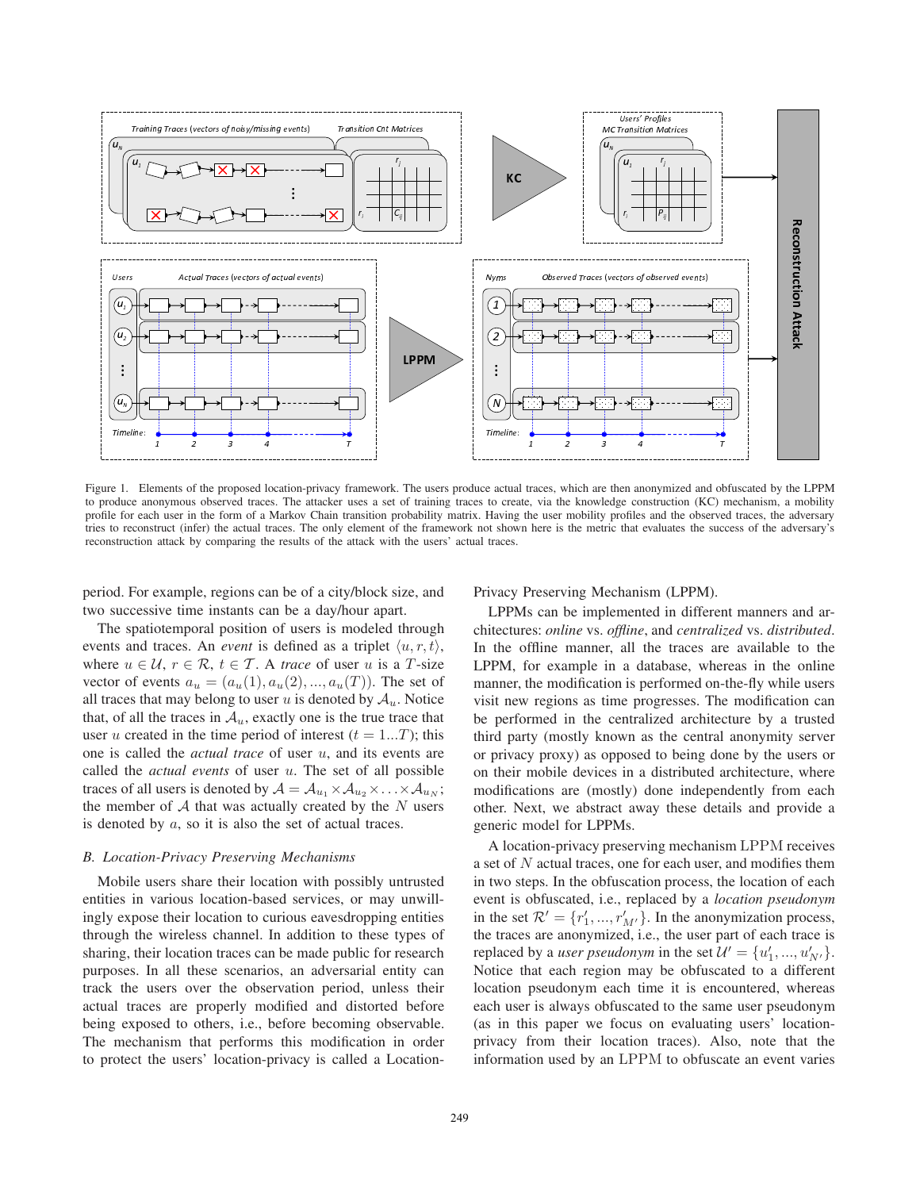Figure 1. Elements of the proposed location-privacy framework. The users produce actual traces, which are then anonymized and obfuscated by the LPPM to produce anonymous observed traces. The attacker uses a set of training traces to create, via the knowledge construction (KC) mechanism, a mobility profile for each user in the form of a Markov Chain transition probability matrix. Having the user mobility profiles and the observed traces, the adversary tries to reconstruct (infer) the actual traces. The only element of the framework not shown here is the metric that evaluates the success of the adversary's reconstruction attack by comparing the results of the attack with the users' actual traces.

period. For example, regions can be of a city/block size, and two successive time instants can be a day/hour apart.

The spatiotemporal position of users is modeled through events and traces. An *event* is defined as a triplet $\langle u, r, t \rangle$, where $u \in \mathcal{U}$, $r \in \mathcal{R}$, $t \in \mathcal{T}$. A *trace* of user $u$ is a $T$-size vector of events $a_u = (a_u(1), a_u(2), ..., a_u(T))$. The set of all traces that may belong to user $u$ is denoted by $\mathcal{A}_u$. Notice that, of all the traces in $\mathcal{A}_u$, exactly one is the true trace that user $u$ created in the time period of interest ($t = 1...T$); this one is called the *actual trace* of user $u$, and its events are called the *actual events* of user $u$. The set of all possible traces of all users is denoted by $\mathcal{A} = \mathcal{A}_{u_1} \times \mathcal{A}_{u_2} \times \ldots \times \mathcal{A}_{u_N}$; the member of $\mathcal{A}$ that was actually created by the $N$ users is denoted by $a$, so it is also the set of actual traces.

### B. Location-Privacy Preserving Mechanisms

Mobile users share their location with possibly untrusted entities in various location-based services, or may unwillingly expose their location to curious eavesdropping entities through the wireless channel. In addition to these types of sharing, their location traces can be made public for research purposes. In all these scenarios, an adversarial entity can track the users over the observation period, unless their actual traces are properly modified and distorted before being exposed to others, i.e., before becoming observable. The mechanism that performs this modification in order to protect the users' location-privacy is called a Location-Privacy Preserving Mechanism (LPPM).

LPPMs can be implemented in different manners and architectures: *online* vs. *offline*, and *centralized* vs. *distributed*. In the offline manner, all the traces are available to the LPPM, for example in a database, whereas in the online manner, the modification is performed on-the-fly while users visit new regions as time progresses. The modification can be performed in the centralized architecture by a trusted third party (mostly known as the central anonymity server or privacy proxy) as opposed to being done by the users or on their mobile devices in a distributed architecture, where modifications are (mostly) done independently from each other. Next, we abstract away these details and provide a generic model for LPPMs.

A location-privacy preserving mechanism $\mathrm{LPPM}$ receives a set of $N$ actual traces, one for each user, and modifies them in two steps. In the obfuscation process, the location of each event is obfuscated, i.e., replaced by a *location pseudonym* in the set $\mathcal{R}' = \{r'_1, ..., r'_{M'}\}$. In the anonymization process, the traces are anonymized, i.e., the user part of each trace is replaced by a *user pseudonym* in the set $\mathcal{U}' = \{u'_1, ..., u'_{N'}\}$. Notice that each region may be obfuscated to a different location pseudonym each time it is encountered, whereas each user is always obfuscated to the same user pseudonym (as in this paper we focus on evaluating users' location-privacy from their location traces). Also, note that the information used by an $\mathrm{LPPM}$ to obfuscate an event varies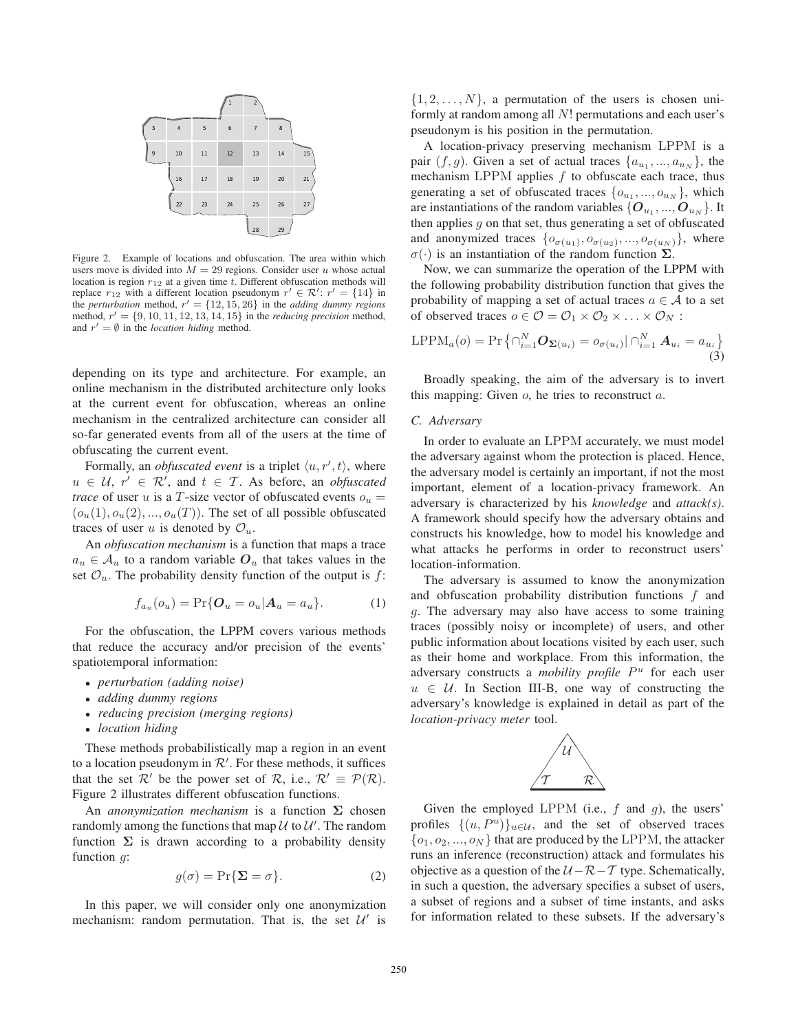Figure 2. Example of locations and obfuscation. The area within which users move is divided into $M = 29$ regions. Consider user $u$ whose actual location is region $r_{12}$ at a given time $t$. Different obfuscation methods will replace $r_{12}$ with a different location pseudonym $r' \in \mathcal{R}'$: $r' = \{14\}$ in the *perturbation* method, $r' = \{12, 15, 26\}$ in the *adding dummy regions* method, $r' = \{9, 10, 11, 12, 13, 14, 15\}$ in the *reducing precision* method, and $r' = \emptyset$ in the *location hiding* method.

depending on its type and architecture. For example, an online mechanism in the distributed architecture only looks at the current event for obfuscation, whereas an online mechanism in the centralized architecture can consider all so-far generated events from all of the users at the time of obfuscating the current event.

Formally, an *obfuscated event* is a triplet $\langle u, r', t \rangle$, where $u \in \mathcal{U}$, $r' \in \mathcal{R}'$, and $t \in \mathcal{T}$. As before, an *obfuscated trace* of user $u$ is a $T$-size vector of obfuscated events $o_u = (o_u(1), o_u(2), ..., o_u(T))$. The set of all possible obfuscated traces of user $u$ is denoted by $\mathcal{O}_u$.

An *obfuscation mechanism* is a function that maps a trace $a_u \in \mathcal{A}_u$ to a random variable $\boldsymbol{O}_u$ that takes values in the set $\mathcal{O}_u$. The probability density function of the output is $f$:

$$f_{a_u}(o_u) = \Pr\{\boldsymbol{O}_u = o_u | \boldsymbol{A}_u = a_u\}. \quad (1)$$

For the obfuscation, the LPPM covers various methods that reduce the accuracy and/or precision of the events' spatiotemporal information:

- *perturbation (adding noise)*
- *adding dummy regions*
- *reducing precision (merging regions)*
- *location hiding*

These methods probabilistically map a region in an event to a location pseudonym in $\mathcal{R}'$. For these methods, it suffices that the set $\mathcal{R}'$ be the power set of $\mathcal{R}$, i.e., $\mathcal{R}' \equiv \mathcal{P}(\mathcal{R})$. Figure 2 illustrates different obfuscation functions.

An *anonymization mechanism* is a function $\boldsymbol{\Sigma}$ chosen randomly among the functions that map $\mathcal{U}$ to $\mathcal{U}'$. The random function $\boldsymbol{\Sigma}$ is drawn according to a probability density function $g$:

$$g(\sigma) = \Pr\{\boldsymbol{\Sigma} = \sigma\}. \quad (2)$$

In this paper, we will consider only one anonymization mechanism: random permutation. That is, the set $\mathcal{U}'$ is $\{1, 2, \ldots, N\}$, a permutation of the users is chosen uniformly at random among all $N!$ permutations and each user's pseudonym is his position in the permutation.

A location-privacy preserving mechanism LPPM is a pair $(f, g)$. Given a set of actual traces $\{a_{u_1}, ..., a_{u_N}\}$, the mechanism LPPM applies $f$ to obfuscate each trace, thus generating a set of obfuscated traces $\{o_{u_1}, ..., o_{u_N}\}$, which are instantiations of the random variables $\{\boldsymbol{O}_{u_1}, ..., \boldsymbol{O}_{u_N}\}$. It then applies $g$ on that set, thus generating a set of obfuscated and anonymized traces $\{o_{\sigma(u_1)}, o_{\sigma(u_2)}, ..., o_{\sigma(u_N)}\}$, where $\sigma(\cdot)$ is an instantiation of the random function $\boldsymbol{\Sigma}$.

Now, we can summarize the operation of the LPPM with the following probability distribution function that gives the probability of mapping a set of actual traces $a \in \mathcal{A}$ to a set of observed traces $o \in \mathcal{O} = \mathcal{O}_1 \times \mathcal{O}_2 \times \ldots \times \mathcal{O}_N$ :

$$\mathrm{LPPM}_a(o) = \Pr\left\{\cap_{i=1}^{N} \boldsymbol{O}_{\boldsymbol{\Sigma}(u_i)} = o_{\sigma(u_i)} | \cap_{i=1}^{N} \boldsymbol{A}_{u_i} = a_{u_i}\right\} \quad (3)$$

Broadly speaking, the aim of the adversary is to invert this mapping: Given $o$, he tries to reconstruct $a$.

### C. Adversary

In order to evaluate an LPPM accurately, we must model the adversary against whom the protection is placed. Hence, the adversary model is certainly an important, if not the most important, element of a location-privacy framework. An adversary is characterized by his *knowledge* and *attack(s)*. A framework should specify how the adversary obtains and constructs his knowledge, how to model his knowledge and what attacks he performs in order to reconstruct users' location-information.

The adversary is assumed to know the anonymization and obfuscation probability distribution functions $f$ and $g$. The adversary may also have access to some training traces (possibly noisy or incomplete) of users, and other public information about locations visited by each user, such as their home and workplace. From this information, the adversary constructs a *mobility profile* $P^u$ for each user $u \in \mathcal{U}$. In Section III-B, one way of constructing the adversary's knowledge is explained in detail as part of the *location-privacy meter* tool.

Given the employed LPPM (i.e., $f$ and $g$), the users' profiles $\{(u, P^u)\}_{u \in \mathcal{U}}$, and the set of observed traces $\{o_1, o_2, ..., o_N\}$ that are produced by the LPPM, the attacker runs an inference (reconstruction) attack and formulates his objective as a question of the $\mathcal{U}-\mathcal{R}-\mathcal{T}$ type. Schematically, in such a question, the adversary specifies a subset of users, a subset of regions and a subset of time instants, and asks for information related to these subsets. If the adversary's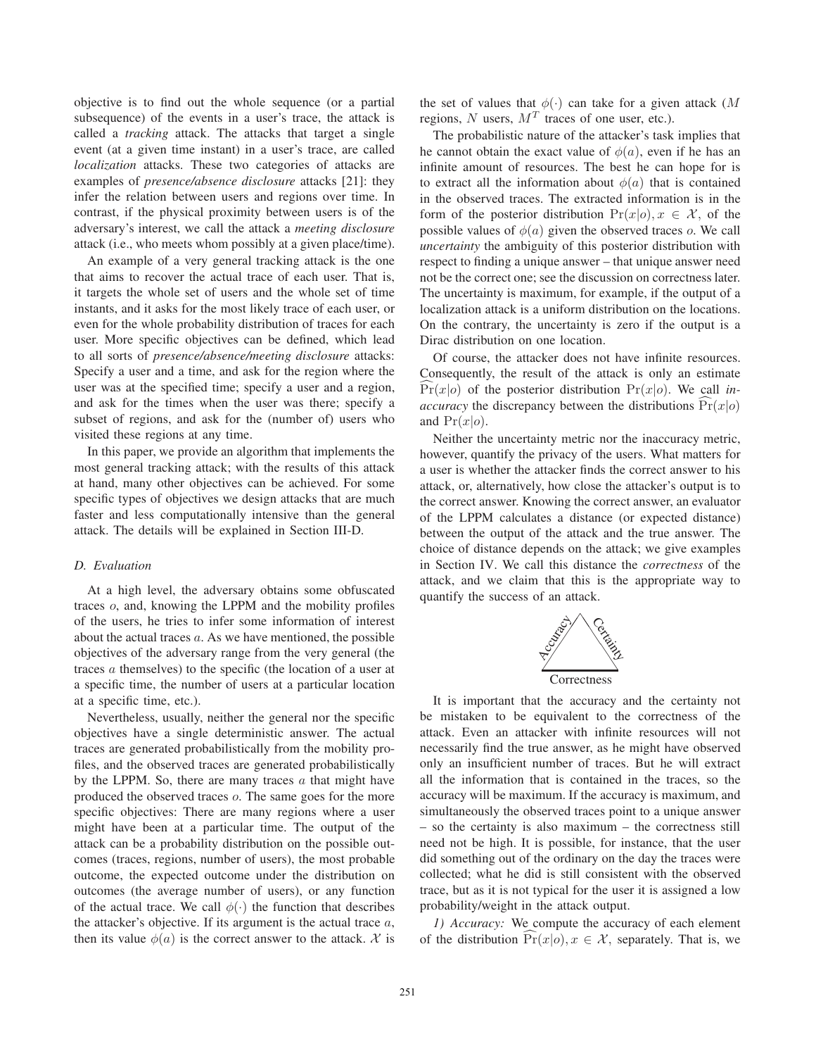objective is to find out the whole sequence (or a partial subsequence) of the events in a user's trace, the attack is called a *tracking* attack. The attacks that target a single event (at a given time instant) in a user's trace, are called *localization* attacks. These two categories of attacks are examples of *presence/absence disclosure* attacks [21]: they infer the relation between users and regions over time. In contrast, if the physical proximity between users is of the adversary's interest, we call the attack a *meeting disclosure* attack (i.e., who meets whom possibly at a given place/time).

An example of a very general tracking attack is the one that aims to recover the actual trace of each user. That is, it targets the whole set of users and the whole set of time instants, and it asks for the most likely trace of each user, or even for the whole probability distribution of traces for each user. More specific objectives can be defined, which lead to all sorts of *presence/absence/meeting disclosure* attacks: Specify a user and a time, and ask for the region where the user was at the specified time; specify a user and a region, and ask for the times when the user was there; specify a subset of regions, and ask for the (number of) users who visited these regions at any time.

In this paper, we provide an algorithm that implements the most general tracking attack; with the results of this attack at hand, many other objectives can be achieved. For some specific types of objectives we design attacks that are much faster and less computationally intensive than the general attack. The details will be explained in Section III-D.

### D. Evaluation

At a high level, the adversary obtains some obfuscated traces $o$, and, knowing the LPPM and the mobility profiles of the users, he tries to infer some information of interest about the actual traces $a$. As we have mentioned, the possible objectives of the adversary range from the very general (the traces $a$ themselves) to the specific (the location of a user at a specific time, the number of users at a particular location at a specific time, etc.).

Nevertheless, usually, neither the general nor the specific objectives have a single deterministic answer. The actual traces are generated probabilistically from the mobility profiles, and the observed traces are generated probabilistically by the LPPM. So, there are many traces $a$ that might have produced the observed traces $o$. The same goes for the more specific objectives: There are many regions where a user might have been at a particular time. The output of the attack can be a probability distribution on the possible outcomes (traces, regions, number of users), the most probable outcome, the expected outcome under the distribution on outcomes (the average number of users), or any function of the actual trace. We call $\phi(\cdot)$ the function that describes the attacker's objective. If its argument is the actual trace $a$, then its value $\phi(a)$ is the correct answer to the attack. $\mathcal{X}$ is the set of values that $\phi(\cdot)$ can take for a given attack ($M$ regions, $N$ users, $M^T$ traces of one user, etc.).

The probabilistic nature of the attacker's task implies that he cannot obtain the exact value of $\phi(a)$, even if he has an infinite amount of resources. The best he can hope for is to extract all the information about $\phi(a)$ that is contained in the observed traces. The extracted information is in the form of the posterior distribution $\Pr(x|o), x \in \mathcal{X}$, of the possible values of $\phi(a)$ given the observed traces $o$. We call *uncertainty* the ambiguity of this posterior distribution with respect to finding a unique answer – that unique answer need not be the correct one; see the discussion on correctness later. The uncertainty is maximum, for example, if the output of a localization attack is a uniform distribution on the locations. On the contrary, the uncertainty is zero if the output is a Dirac distribution on one location.

Of course, the attacker does not have infinite resources. Consequently, the result of the attack is only an estimate $\widehat{\Pr}(x|o)$ of the posterior distribution $\Pr(x|o)$. We call *inaccuracy* the discrepancy between the distributions $\widehat{\Pr}(x|o)$ and $\Pr(x|o)$.

Neither the uncertainty metric nor the inaccuracy metric, however, quantify the privacy of the users. What matters for a user is whether the attacker finds the correct answer to his attack, or, alternatively, how close the attacker's output is to the correct answer. Knowing the correct answer, an evaluator of the LPPM calculates a distance (or expected distance) between the output of the attack and the true answer. The choice of distance depends on the attack; we give examples in Section IV. We call this distance the *correctness* of the attack, and we claim that this is the appropriate way to quantify the success of an attack.

Accuracy
Certainty
Correctness

It is important that the accuracy and the certainty not be mistaken to be equivalent to the correctness of the attack. Even an attacker with infinite resources will not necessarily find the true answer, as he might have observed only an insufficient number of traces. But he will extract all the information that is contained in the traces, so the accuracy will be maximum. If the accuracy is maximum, and simultaneously the observed traces point to a unique answer – so the certainty is also maximum – the correctness still need not be high. It is possible, for instance, that the user did something out of the ordinary on the day the traces were collected; what he did is still consistent with the observed trace, but as it is not typical for the user it is assigned a low probability/weight in the attack output.

*1) Accuracy:* We compute the accuracy of each element of the distribution $\widehat{\Pr}(x|o), x \in \mathcal{X}$, separately. That is, we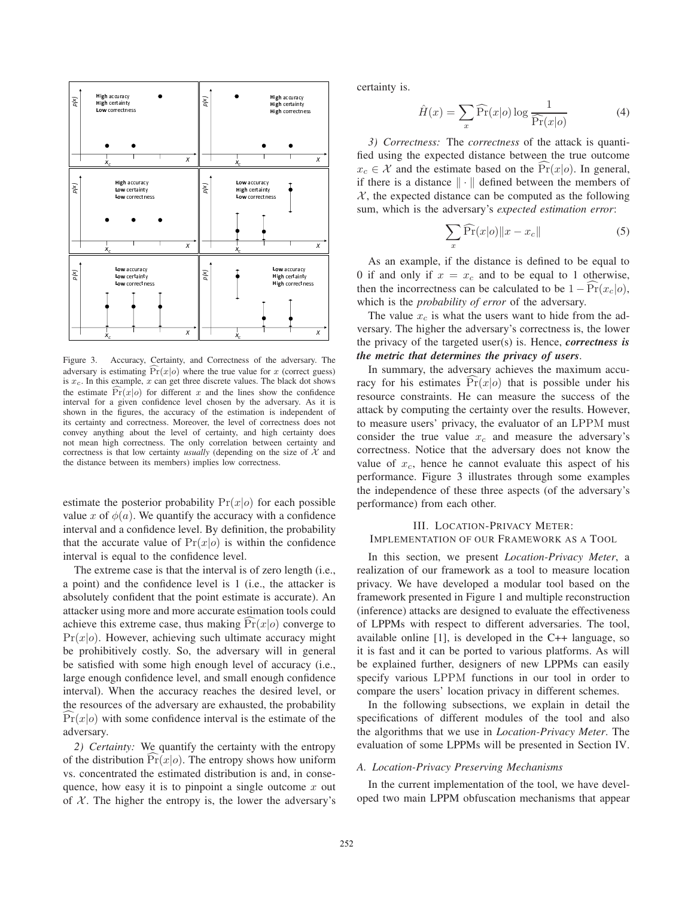Figure 3. Accuracy, Certainty, and Correctness of the adversary. The adversary is estimating $\widehat{\Pr}(x|o)$ where the true value for $x$ (correct guess) is $x_c$. In this example, $x$ can get three discrete values. The black dot shows the estimate $\widehat{\Pr}(x|o)$ for different $x$ and the lines show the confidence interval for a given confidence level chosen by the adversary. As it is shown in the figures, the accuracy of the estimation is independent of its certainty and correctness. Moreover, the level of correctness does not convey anything about the level of certainty, and high certainty does not mean high correctness. The only correlation between certainty and correctness is that low certainty *usually* (depending on the size of $\mathcal{X}$ and the distance between its members) implies low correctness.

estimate the posterior probability $\Pr(x|o)$ for each possible value $x$ of $\phi(a)$. We quantify the accuracy with a confidence interval and a confidence level. By definition, the probability that the accurate value of $\Pr(x|o)$ is within the confidence interval is equal to the confidence level.

The extreme case is that the interval is of zero length (i.e., a point) and the confidence level is 1 (i.e., the attacker is absolutely confident that the point estimate is accurate). An attacker using more and more accurate estimation tools could achieve this extreme case, thus making $\widehat{\Pr}(x|o)$ converge to $\Pr(x|o)$. However, achieving such ultimate accuracy might be prohibitively costly. So, the adversary will in general be satisfied with some high enough level of accuracy (i.e., large enough confidence level, and small enough confidence interval). When the accuracy reaches the desired level, or the resources of the adversary are exhausted, the probability $\widehat{\Pr}(x|o)$ with some confidence interval is the estimate of the adversary.

*2) Certainty:* We quantify the certainty with the entropy of the distribution $\widehat{\Pr}(x|o)$. The entropy shows how uniform vs. concentrated the estimated distribution is and, in consequence, how easy it is to pinpoint a single outcome $x$ out of $\mathcal{X}$. The higher the entropy is, the lower the adversary's certainty is.

$$\hat{H}(x) = \sum_{x} \widehat{\Pr}(x|o) \log \frac{1}{\widehat{\Pr}(x|o)} \tag{4}$$

*3) Correctness:* The *correctness* of the attack is quantified using the expected distance between the true outcome $x_c \in \mathcal{X}$ and the estimate based on the $\widehat{\Pr}(x|o)$. In general, if there is a distance $\|\cdot\|$ defined between the members of $\mathcal{X}$, the expected distance can be computed as the following sum, which is the adversary's *expected estimation error*:

$$\sum_{x} \widehat{\Pr}(x|o)\|x - x_c\| \tag{5}$$

As an example, if the distance is defined to be equal to 0 if and only if $x = x_c$ and to be equal to 1 otherwise, then the incorrectness can be calculated to be $1 - \widehat{\Pr}(x_c|o)$, which is the *probability of error* of the adversary.

The value $x_c$ is what the users want to hide from the adversary. The higher the adversary's correctness is, the lower the privacy of the targeted user(s) is. Hence, ***correctness is the metric that determines the privacy of users***.

In summary, the adversary achieves the maximum accuracy for his estimates $\widehat{\Pr}(x|o)$ that is possible under his resource constraints. He can measure the success of the attack by computing the certainty over the results. However, to measure users' privacy, the evaluator of an LPPM must consider the true value $x_c$ and measure the adversary's correctness. Notice that the adversary does not know the value of $x_c$, hence he cannot evaluate this aspect of his performance. Figure 3 illustrates through some examples the independence of these three aspects (of the adversary's performance) from each other.

## III. Location-Privacy Meter: Implementation of our Framework as a Tool

In this section, we present *Location-Privacy Meter*, a realization of our framework as a tool to measure location privacy. We have developed a modular tool based on the framework presented in Figure 1 and multiple reconstruction (inference) attacks are designed to evaluate the effectiveness of LPPMs with respect to different adversaries. The tool, available online [1], is developed in the C++ language, so it is fast and it can be ported to various platforms. As will be explained further, designers of new LPPMs can easily specify various LPPM functions in our tool in order to compare the users' location privacy in different schemes.

In the following subsections, we explain in detail the specifications of different modules of the tool and also the algorithms that we use in *Location-Privacy Meter*. The evaluation of some LPPMs will be presented in Section IV.

### A. Location-Privacy Preserving Mechanisms

In the current implementation of the tool, we have developed two main LPPM obfuscation mechanisms that appear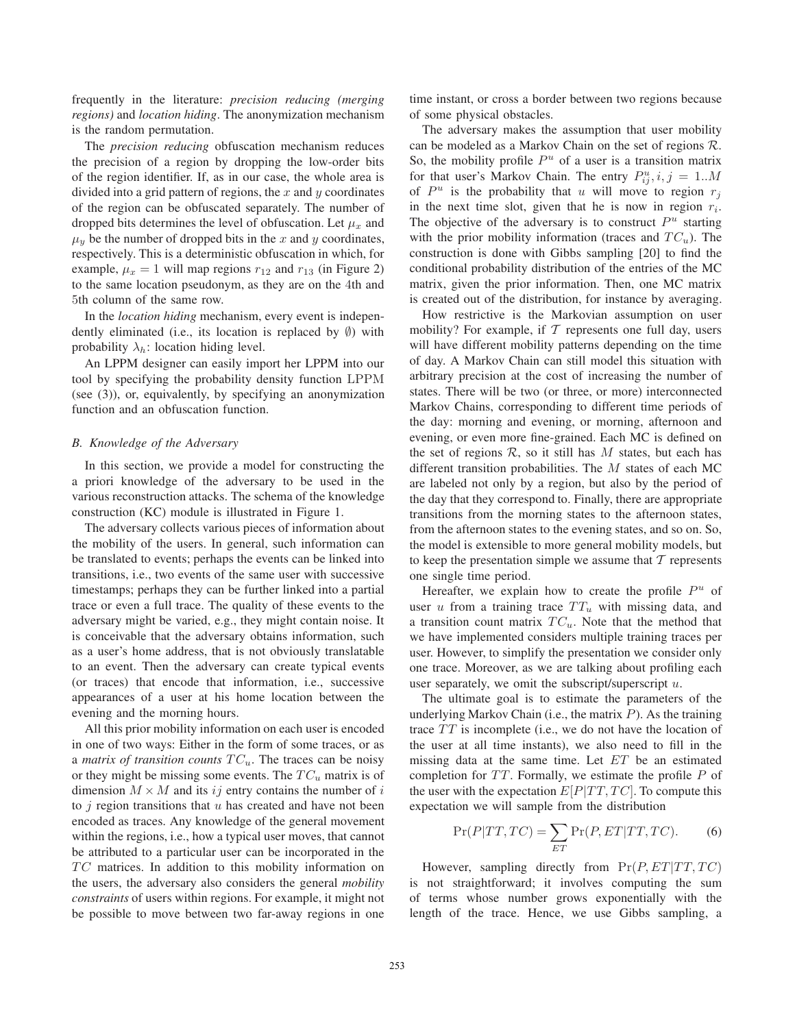frequently in the literature: *precision reducing (merging regions)* and *location hiding*. The anonymization mechanism is the random permutation.

The *precision reducing* obfuscation mechanism reduces the precision of a region by dropping the low-order bits of the region identifier. If, as in our case, the whole area is divided into a grid pattern of regions, the $x$ and $y$ coordinates of the region can be obfuscated separately. The number of dropped bits determines the level of obfuscation. Let $\mu_x$ and $\mu_y$ be the number of dropped bits in the $x$ and $y$ coordinates, respectively. This is a deterministic obfuscation in which, for example, $\mu_x = 1$ will map regions $r_{12}$ and $r_{13}$ (in Figure 2) to the same location pseudonym, as they are on the 4th and 5th column of the same row.

In the *location hiding* mechanism, every event is independently eliminated (i.e., its location is replaced by $\emptyset$) with probability $\lambda_h$: location hiding level.

An LPPM designer can easily import her LPPM into our tool by specifying the probability density function $\mathrm{LPPM}$ (see (3)), or, equivalently, by specifying an anonymization function and an obfuscation function.

### B. Knowledge of the Adversary

In this section, we provide a model for constructing the a priori knowledge of the adversary to be used in the various reconstruction attacks. The schema of the knowledge construction (KC) module is illustrated in Figure 1.

The adversary collects various pieces of information about the mobility of the users. In general, such information can be translated to events; perhaps the events can be linked into transitions, i.e., two events of the same user with successive timestamps; perhaps they can be further linked into a partial trace or even a full trace. The quality of these events to the adversary might be varied, e.g., they might contain noise. It is conceivable that the adversary obtains information, such as a user's home address, that is not obviously translatable to an event. Then the adversary can create typical events (or traces) that encode that information, i.e., successive appearances of a user at his home location between the evening and the morning hours.

All this prior mobility information on each user is encoded in one of two ways: Either in the form of some traces, or as a *matrix of transition counts* $TC_u$. The traces can be noisy or they might be missing some events. The $TC_u$ matrix is of dimension $M \times M$ and its $ij$ entry contains the number of $i$ to $j$ region transitions that $u$ has created and have not been encoded as traces. Any knowledge of the general movement within the regions, i.e., how a typical user moves, that cannot be attributed to a particular user can be incorporated in the $TC$ matrices. In addition to this mobility information on the users, the adversary also considers the general *mobility constraints* of users within regions. For example, it might not be possible to move between two far-away regions in one time instant, or cross a border between two regions because of some physical obstacles.

The adversary makes the assumption that user mobility can be modeled as a Markov Chain on the set of regions $\mathcal{R}$. So, the mobility profile $P^u$ of a user is a transition matrix for that user's Markov Chain. The entry $P^u_{ij}, i, j = 1..M$ of $P^u$ is the probability that $u$ will move to region $r_j$ in the next time slot, given that he is now in region $r_i$. The objective of the adversary is to construct $P^u$ starting with the prior mobility information (traces and $TC_u$). The construction is done with Gibbs sampling [20] to find the conditional probability distribution of the entries of the MC matrix, given the prior information. Then, one MC matrix is created out of the distribution, for instance by averaging.

How restrictive is the Markovian assumption on user mobility? For example, if $\mathcal{T}$ represents one full day, users will have different mobility patterns depending on the time of day. A Markov Chain can still model this situation with arbitrary precision at the cost of increasing the number of states. There will be two (or three, or more) interconnected Markov Chains, corresponding to different time periods of the day: morning and evening, or morning, afternoon and evening, or even more fine-grained. Each MC is defined on the set of regions $\mathcal{R}$, so it still has $M$ states, but each has different transition probabilities. The $M$ states of each MC are labeled not only by a region, but also by the period of the day that they correspond to. Finally, there are appropriate transitions from the morning states to the afternoon states, from the afternoon states to the evening states, and so on. So, the model is extensible to more general mobility models, but to keep the presentation simple we assume that $\mathcal{T}$ represents one single time period.

Hereafter, we explain how to create the profile $P^u$ of user $u$ from a training trace $TT_u$ with missing data, and a transition count matrix $TC_u$. Note that the method that we have implemented considers multiple training traces per user. However, to simplify the presentation we consider only one trace. Moreover, as we are talking about profiling each user separately, we omit the subscript/superscript $u$.

The ultimate goal is to estimate the parameters of the underlying Markov Chain (i.e., the matrix $P$). As the training trace $TT$ is incomplete (i.e., we do not have the location of the user at all time instants), we also need to fill in the missing data at the same time. Let $ET$ be an estimated completion for $TT$. Formally, we estimate the profile $P$ of the user with the expectation $E[P|TT, TC]$. To compute this expectation we will sample from the distribution

$$\Pr(P|TT, TC) = \sum_{ET} \Pr(P, ET|TT, TC). \qquad (6)$$

However, sampling directly from $\Pr(P, ET|TT, TC)$ is not straightforward; it involves computing the sum of terms whose number grows exponentially with the length of the trace. Hence, we use Gibbs sampling, a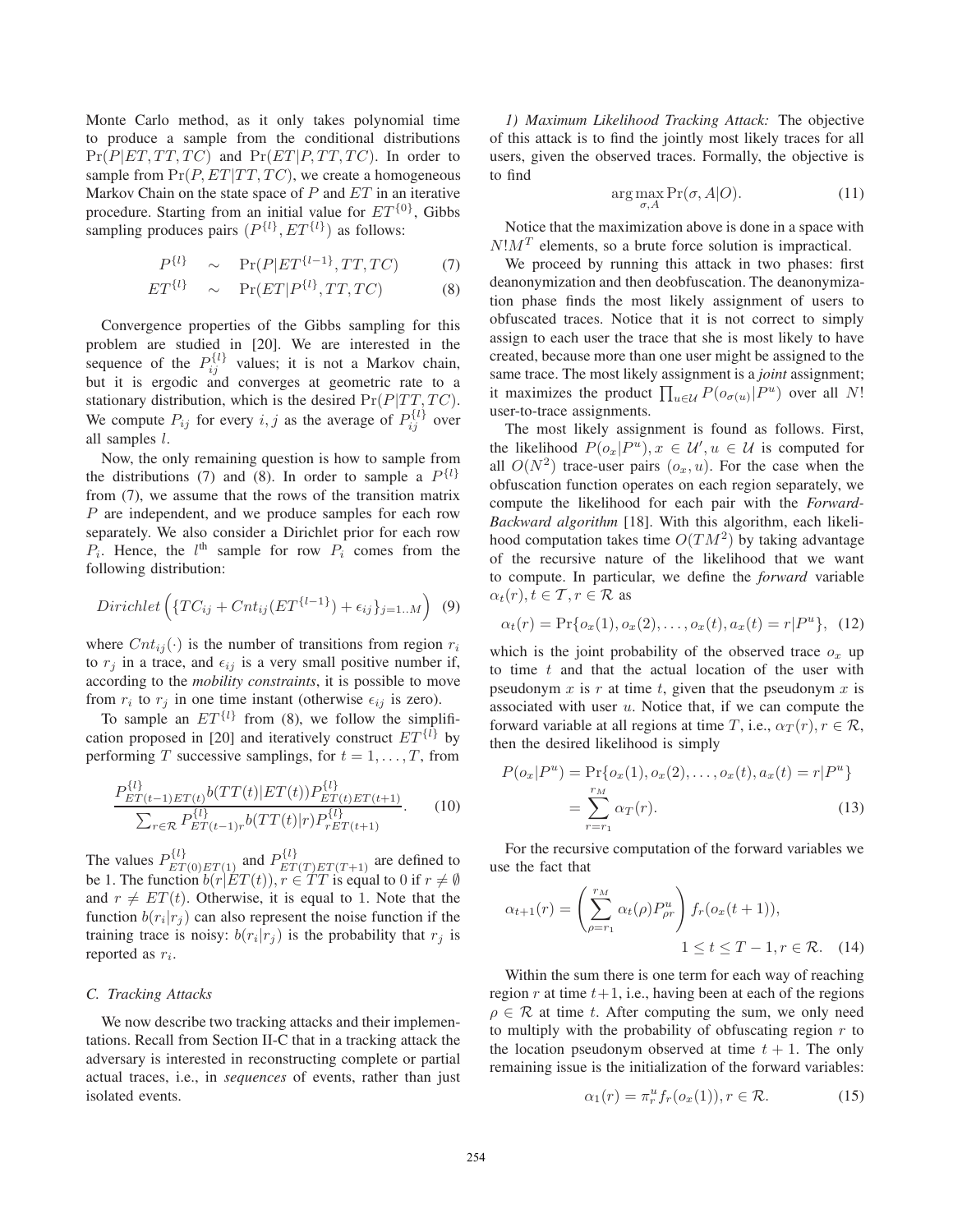Monte Carlo method, as it only takes polynomial time to produce a sample from the conditional distributions $\Pr(P|ET, TT, TC)$ and $\Pr(ET|P, TT, TC)$. In order to sample from $\Pr(P, ET|TT, TC)$, we create a homogeneous Markov Chain on the state space of $P$ and $ET$ in an iterative procedure. Starting from an initial value for $ET^{\{0\}}$, Gibbs sampling produces pairs $(P^{\{l\}}, ET^{\{l\}})$ as follows:

$$P^{\{l\}} \sim \Pr(P|ET^{\{l-1\}}, TT, TC) \quad (7)$$

$$ET^{\{l\}} \sim \Pr(ET|P^{\{l\}}, TT, TC) \quad (8)$$

Convergence properties of the Gibbs sampling for this problem are studied in [20]. We are interested in the sequence of the $P_{ij}^{\{l\}}$ values; it is not a Markov chain, but it is ergodic and converges at geometric rate to a stationary distribution, which is the desired $\Pr(P|TT, TC)$. We compute $P_{ij}$ for every $i, j$ as the average of $P_{ij}^{\{l\}}$ over all samples $l$.

Now, the only remaining question is how to sample from the distributions (7) and (8). In order to sample a $P^{\{l\}}$ from (7), we assume that the rows of the transition matrix $P$ are independent, and we produce samples for each row separately. We also consider a Dirichlet prior for each row $P_i$. Hence, the $l^{\text{th}}$ sample for row $P_i$ comes from the following distribution:

$$Dirichlet\left(\{TC_{ij} + Cnt_{ij}(ET^{\{l-1\}}) + \epsilon_{ij}\}_{j=1..M}\right) \quad (9)$$

where $Cnt_{ij}(\cdot)$ is the number of transitions from region $r_i$ to $r_j$ in a trace, and $\epsilon_{ij}$ is a very small positive number if, according to the *mobility constraints*, it is possible to move from $r_i$ to $r_j$ in one time instant (otherwise $\epsilon_{ij}$ is zero).

To sample an $ET^{\{l\}}$ from (8), we follow the simplification proposed in [20] and iteratively construct $ET^{\{l\}}$ by performing $T$ successive samplings, for $t = 1, \ldots, T$, from

$$\frac{P_{ET(t-1)ET(t)}^{\{l\}} b(TT(t)|ET(t)) P_{ET(t)ET(t+1)}^{\{l\}}}{\sum_{r \in \mathcal{R}} P_{ET(t-1)r}^{\{l\}} b(TT(t)|r) P_{rET(t+1)}^{\{l\}}}. \quad (10)$$

The values $P_{ET(0)ET(1)}^{\{l\}}$ and $P_{ET(T)ET(T+1)}^{\{l\}}$ are defined to be 1. The function $b(r|ET(t)), r \in TT$ is equal to 0 if $r \neq \emptyset$ and $r \neq ET(t)$. Otherwise, it is equal to 1. Note that the function $b(r_i|r_j)$ can also represent the noise function if the training trace is noisy: $b(r_i|r_j)$ is the probability that $r_j$ is reported as $r_i$.

### C. Tracking Attacks

We now describe two tracking attacks and their implementations. Recall from Section II-C that in a tracking attack the adversary is interested in reconstructing complete or partial actual traces, i.e., in *sequences* of events, rather than just isolated events.

#### 1) Maximum Likelihood Tracking Attack:

The objective of this attack is to find the jointly most likely traces for all users, given the observed traces. Formally, the objective is to find

$$\arg\max_{\sigma, A} \Pr(\sigma, A|O). \quad (11)$$

Notice that the maximization above is done in a space with $N!M^T$ elements, so a brute force solution is impractical.

We proceed by running this attack in two phases: first deanonymization and then deobfuscation. The deanonymization phase finds the most likely assignment of users to obfuscated traces. Notice that it is not correct to simply assign to each user the trace that she is most likely to have created, because more than one user might be assigned to the same trace. The most likely assignment is a *joint* assignment; it maximizes the product $\prod_{u \in \mathcal{U}} P(o_{\sigma(u)}|P^u)$ over all $N!$ user-to-trace assignments.

The most likely assignment is found as follows. First, the likelihood $P(o_x|P^u), x \in \mathcal{U}', u \in \mathcal{U}$ is computed for all $O(N^2)$ trace-user pairs $(o_x, u)$. For the case when the obfuscation function operates on each region separately, we compute the likelihood for each pair with the *Forward-Backward algorithm* [18]. With this algorithm, each likelihood computation takes time $O(TM^2)$ by taking advantage of the recursive nature of the likelihood that we want to compute. In particular, we define the *forward* variable $\alpha_t(r), t \in \mathcal{T}, r \in \mathcal{R}$ as

$$\alpha_t(r) = \Pr\{o_x(1), o_x(2), \ldots, o_x(t), a_x(t) = r|P^u\}, \quad (12)$$

which is the joint probability of the observed trace $o_x$ up to time $t$ and that the actual location of the user with pseudonym $x$ is $r$ at time $t$, given that the pseudonym $x$ is associated with user $u$. Notice that, if we can compute the forward variable at all regions at time $T$, i.e., $\alpha_T(r), r \in \mathcal{R}$, then the desired likelihood is simply

$$\begin{aligned} P(o_x|P^u) &= \Pr\{o_x(1), o_x(2), \ldots, o_x(t), a_x(t) = r|P^u\} \\ &= \sum_{r=r_1}^{r_M} \alpha_T(r). \end{aligned} \quad (13)$$

For the recursive computation of the forward variables we use the fact that

$$\alpha_{t+1}(r) = \left(\sum_{\rho=r_1}^{r_M} \alpha_t(\rho) P_{\rho r}^u\right) f_r(o_x(t+1)), \quad 1 \leq t \leq T-1, r \in \mathcal{R}. \quad (14)$$

Within the sum there is one term for each way of reaching region $r$ at time $t+1$, i.e., having been at each of the regions $\rho \in \mathcal{R}$ at time $t$. After computing the sum, we only need to multiply with the probability of obfuscating region $r$ to the location pseudonym observed at time $t+1$. The only remaining issue is the initialization of the forward variables:

$$\alpha_1(r) = \pi_r^u f_r(o_x(1)), r \in \mathcal{R}. \quad (15)$$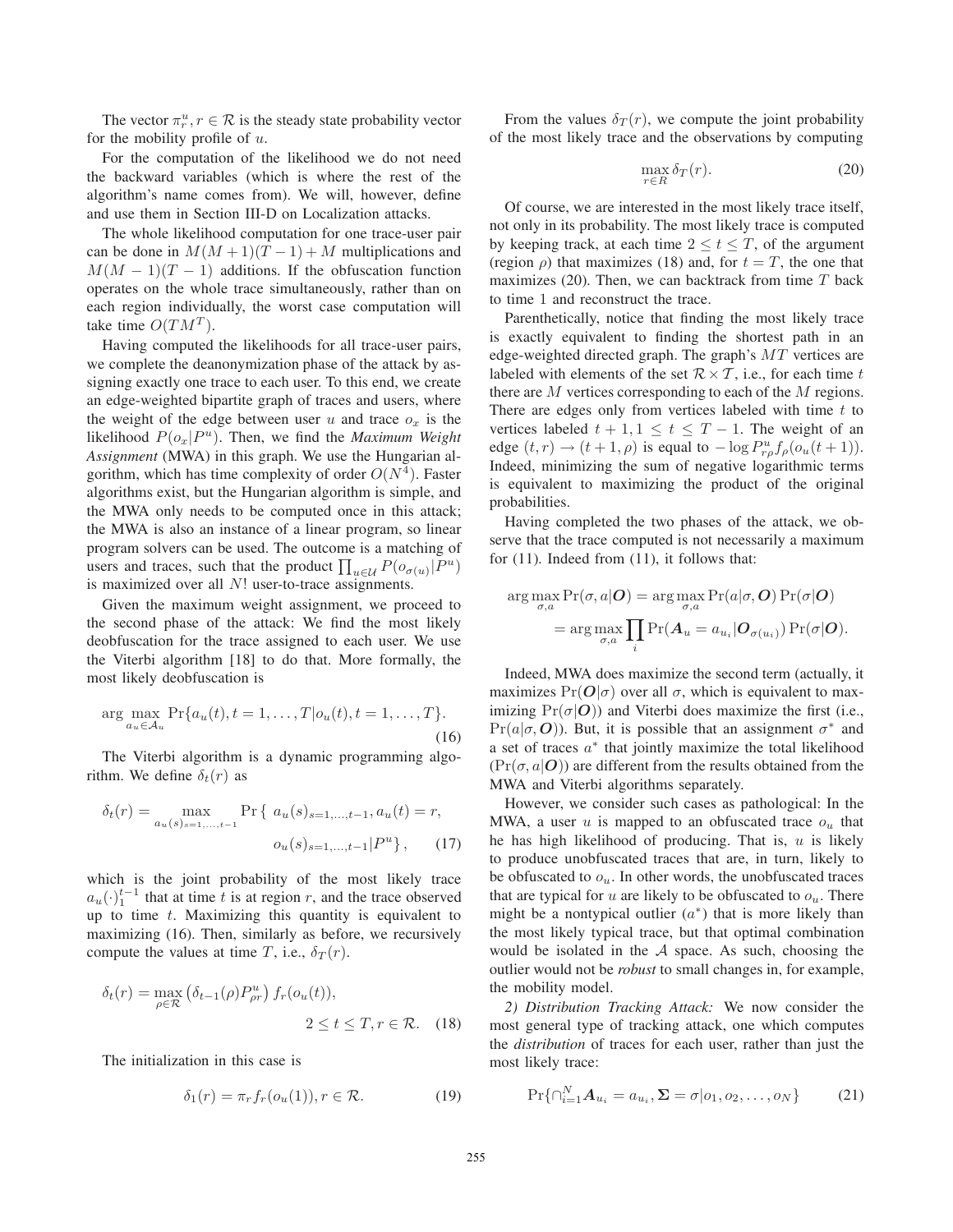The vector $\pi_r^u, r \in \mathcal{R}$ is the steady state probability vector for the mobility profile of $u$.

For the computation of the likelihood we do not need the backward variables (which is where the rest of the algorithm's name comes from). We will, however, define and use them in Section III-D on Localization attacks.

The whole likelihood computation for one trace-user pair can be done in $M(M+1)(T-1)+M$ multiplications and $M(M-1)(T-1)$ additions. If the obfuscation function operates on the whole trace simultaneously, rather than on each region individually, the worst case computation will take time $O(TM^T)$.

Having computed the likelihoods for all trace-user pairs, we complete the deanonymization phase of the attack by assigning exactly one trace to each user. To this end, we create an edge-weighted bipartite graph of traces and users, where the weight of the edge between user $u$ and trace $o_x$ is the likelihood $P(o_x|P^u)$. Then, we find the *Maximum Weight Assignment* (MWA) in this graph. We use the Hungarian algorithm, which has time complexity of order $O(N^4)$. Faster algorithms exist, but the Hungarian algorithm is simple, and the MWA only needs to be computed once in this attack; the MWA is also an instance of a linear program, so linear program solvers can be used. The outcome is a matching of users and traces, such that the product $\prod_{u \in \mathcal{U}} P(o_{\sigma(u)}|P^u)$ is maximized over all $N!$ user-to-trace assignments.

Given the maximum weight assignment, we proceed to the second phase of the attack: We find the most likely deobfuscation for the trace assigned to each user. We use the Viterbi algorithm [18] to do that. More formally, the most likely deobfuscation is

$$\arg\max_{a_u \in \mathcal{A}_u} \Pr\{a_u(t), t=1,\ldots,T | o_u(t), t=1,\ldots,T\}. \tag{16}$$

The Viterbi algorithm is a dynamic programming algorithm. We define $\delta_t(r)$ as

$$\delta_t(r) = \max_{a_u(s)_{s=1,\ldots,t-1}} \Pr\{\, a_u(s)_{s=1,\ldots,t-1}, a_u(t)=r, o_u(s)_{s=1,\ldots,t-1} | P^u\}, \tag{17}$$

which is the joint probability of the most likely trace $a_u(\cdot)_1^{t-1}$ that at time $t$ is at region $r$, and the trace observed up to time $t$. Maximizing this quantity is equivalent to maximizing (16). Then, similarly as before, we recursively compute the values at time $T$, i.e., $\delta_T(r)$.

$$\delta_t(r) = \max_{\rho \in \mathcal{R}} \left(\delta_{t-1}(\rho) P_{\rho r}^u\right) f_r(o_u(t)), \quad 2 \le t \le T, r \in \mathcal{R}. \tag{18}$$

The initialization in this case is

$$\delta_1(r) = \pi_r f_r(o_u(1)), r \in \mathcal{R}. \tag{19}$$

From the values $\delta_T(r)$, we compute the joint probability of the most likely trace and the observations by computing

$$\max_{r \in R} \delta_T(r). \tag{20}$$

Of course, we are interested in the most likely trace itself, not only in its probability. The most likely trace is computed by keeping track, at each time $2 \le t \le T$, of the argument (region $\rho$) that maximizes (18) and, for $t = T$, the one that maximizes (20). Then, we can backtrack from time $T$ back to time 1 and reconstruct the trace.

Parenthetically, notice that finding the most likely trace is exactly equivalent to finding the shortest path in an edge-weighted directed graph. The graph's $MT$ vertices are labeled with elements of the set $\mathcal{R} \times \mathcal{T}$, i.e., for each time $t$ there are $M$ vertices corresponding to each of the $M$ regions. There are edges only from vertices labeled with time $t$ to vertices labeled $t+1, 1 \le t \le T-1$. The weight of an edge $(t,r) \to (t+1,\rho)$ is equal to $-\log P_{r\rho}^u f_\rho(o_u(t+1))$. Indeed, minimizing the sum of negative logarithmic terms is equivalent to maximizing the product of the original probabilities.

Having completed the two phases of the attack, we observe that the trace computed is not necessarily a maximum for (11). Indeed from (11), it follows that:

$$\begin{aligned}\arg\max_{\sigma,a} \Pr(\sigma, a|\boldsymbol{O}) &= \arg\max_{\sigma,a} \Pr(a|\sigma,\boldsymbol{O}) \Pr(\sigma|\boldsymbol{O}) \\ &= \arg\max_{\sigma,a} \prod_i \Pr(\boldsymbol{A}_u = a_{u_i}|\boldsymbol{O}_{\sigma(u_i)}) \Pr(\sigma|\boldsymbol{O}).\end{aligned}$$

Indeed, MWA does maximize the second term (actually, it maximizes $\Pr(\boldsymbol{O}|\sigma)$ over all $\sigma$, which is equivalent to maximizing $\Pr(\sigma|\boldsymbol{O})$) and Viterbi does maximize the first (i.e., $\Pr(a|\sigma,\boldsymbol{O})$). But, it is possible that an assignment $\sigma^*$ and a set of traces $a^*$ that jointly maximize the total likelihood ($\Pr(\sigma, a|\boldsymbol{O})$) are different from the results obtained from the MWA and Viterbi algorithms separately.

However, we consider such cases as pathological: In the MWA, a user $u$ is mapped to an obfuscated trace $o_u$ that he has high likelihood of producing. That is, $u$ is likely to produce unobfuscated traces that are, in turn, likely to be obfuscated to $o_u$. In other words, the unobfuscated traces that are typical for $u$ are likely to be obfuscated to $o_u$. There might be a nontypical outlier ($a^*$) that is more likely than the most likely typical trace, but that optimal combination would be isolated in the $\mathcal{A}$ space. As such, choosing the outlier would not be *robust* to small changes in, for example, the mobility model.

*2) Distribution Tracking Attack:* We now consider the most general type of tracking attack, one which computes the *distribution* of traces for each user, rather than just the most likely trace:

$$\Pr\{\cap_{i=1}^N \boldsymbol{A}_{u_i} = a_{u_i}, \boldsymbol{\Sigma} = \sigma | o_1, o_2, \ldots, o_N\} \tag{21}$$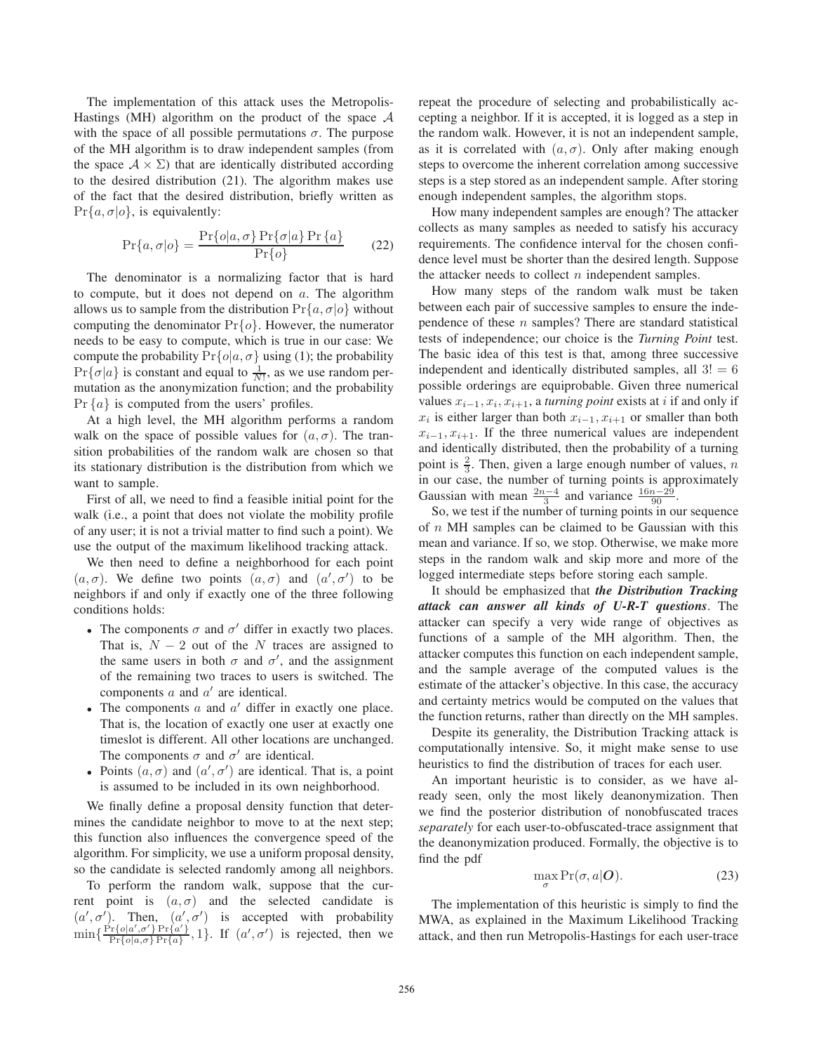The implementation of this attack uses the Metropolis-Hastings (MH) algorithm on the product of the space $\mathcal{A}$ with the space of all possible permutations $\sigma$. The purpose of the MH algorithm is to draw independent samples (from the space $\mathcal{A} \times \Sigma$) that are identically distributed according to the desired distribution (21). The algorithm makes use of the fact that the desired distribution, briefly written as $\Pr\{a, \sigma | o\}$, is equivalently:

$$\Pr\{a, \sigma | o\} = \frac{\Pr\{o | a, \sigma\} \Pr\{\sigma | a\} \Pr\{a\}}{\Pr\{o\}} \tag{22}$$

The denominator is a normalizing factor that is hard to compute, but it does not depend on $a$. The algorithm allows us to sample from the distribution $\Pr\{a, \sigma | o\}$ without computing the denominator $\Pr\{o\}$. However, the numerator needs to be easy to compute, which is true in our case: We compute the probability $\Pr\{o | a, \sigma\}$ using (1); the probability $\Pr\{\sigma | a\}$ is constant and equal to $\frac{1}{N!}$, as we use random permutation as the anonymization function; and the probability $\Pr\{a\}$ is computed from the users' profiles.

At a high level, the MH algorithm performs a random walk on the space of possible values for $(a, \sigma)$. The transition probabilities of the random walk are chosen so that its stationary distribution is the distribution from which we want to sample.

First of all, we need to find a feasible initial point for the walk (i.e., a point that does not violate the mobility profile of any user; it is not a trivial matter to find such a point). We use the output of the maximum likelihood tracking attack.

We then need to define a neighborhood for each point $(a, \sigma)$. We define two points $(a, \sigma)$ and $(a', \sigma')$ to be neighbors if and only if exactly one of the three following conditions holds:

- The components $\sigma$ and $\sigma'$ differ in exactly two places. That is, $N-2$ out of the $N$ traces are assigned to the same users in both $\sigma$ and $\sigma'$, and the assignment of the remaining two traces to users is switched. The components $a$ and $a'$ are identical.
- The components $a$ and $a'$ differ in exactly one place. That is, the location of exactly one user at exactly one timeslot is different. All other locations are unchanged. The components $\sigma$ and $\sigma'$ are identical.
- Points $(a, \sigma)$ and $(a', \sigma')$ are identical. That is, a point is assumed to be included in its own neighborhood.

We finally define a proposal density function that determines the candidate neighbor to move to at the next step; this function also influences the convergence speed of the algorithm. For simplicity, we use a uniform proposal density, so the candidate is selected randomly among all neighbors.

To perform the random walk, suppose that the current point is $(a, \sigma)$ and the selected candidate is $(a', \sigma')$. Then, $(a', \sigma')$ is accepted with probability $\min\{\frac{\Pr\{o | a', \sigma'\} \Pr\{a'\}}{\Pr\{o | a, \sigma\} \Pr\{a\}}, 1\}$. If $(a', \sigma')$ is rejected, then we repeat the procedure of selecting and probabilistically accepting a neighbor. If it is accepted, it is logged as a step in the random walk. However, it is not an independent sample, as it is correlated with $(a, \sigma)$. Only after making enough steps to overcome the inherent correlation among successive steps is a step stored as an independent sample. After storing enough independent samples, the algorithm stops.

How many independent samples are enough? The attacker collects as many samples as needed to satisfy his accuracy requirements. The confidence interval for the chosen confidence level must be shorter than the desired length. Suppose the attacker needs to collect $n$ independent samples.

How many steps of the random walk must be taken between each pair of successive samples to ensure the independence of these $n$ samples? There are standard statistical tests of independence; our choice is the *Turning Point* test. The basic idea of this test is that, among three successive independent and identically distributed samples, all $3! = 6$ possible orderings are equiprobable. Given three numerical values $x_{i-1}, x_i, x_{i+1}$, a *turning point* exists at $i$ if and only if $x_i$ is either larger than both $x_{i-1}, x_{i+1}$ or smaller than both $x_{i-1}, x_{i+1}$. If the three numerical values are independent and identically distributed, then the probability of a turning point is $\frac{2}{3}$. Then, given a large enough number of values, $n$ in our case, the number of turning points is approximately Gaussian with mean $\frac{2n-4}{3}$ and variance $\frac{16n-29}{90}$.

So, we test if the number of turning points in our sequence of $n$ MH samples can be claimed to be Gaussian with this mean and variance. If so, we stop. Otherwise, we make more steps in the random walk and skip more and more of the logged intermediate steps before storing each sample.

It should be emphasized that ***the Distribution Tracking attack can answer all kinds of U-R-T questions***. The attacker can specify a very wide range of objectives as functions of a sample of the MH algorithm. Then, the attacker computes this function on each independent sample, and the sample average of the computed values is the estimate of the attacker's objective. In this case, the accuracy and certainty metrics would be computed on the values that the function returns, rather than directly on the MH samples.

Despite its generality, the Distribution Tracking attack is computationally intensive. So, it might make sense to use heuristics to find the distribution of traces for each user.

An important heuristic is to consider, as we have already seen, only the most likely deanonymization. Then we find the posterior distribution of nonobfuscated traces *separately* for each user-to-obfuscated-trace assignment that the deanonymization produced. Formally, the objective is to find the pdf

$$\max_{\sigma} \Pr(\sigma, a | \boldsymbol{O}). \tag{23}$$

The implementation of this heuristic is simply to find the MWA, as explained in the Maximum Likelihood Tracking attack, and then run Metropolis-Hastings for each user-trace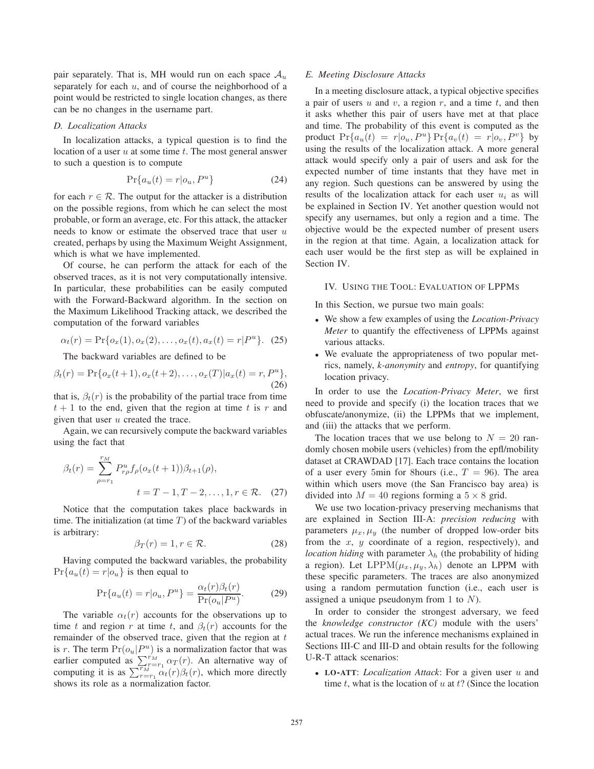pair separately. That is, MH would run on each space $\mathcal{A}_u$ separately for each $u$, and of course the neighborhood of a point would be restricted to single location changes, as there can be no changes in the username part.

### D. Localization Attacks

In localization attacks, a typical question is to find the location of a user $u$ at some time $t$. The most general answer to such a question is to compute

$$\Pr\{a_u(t) = r | o_u, P^u\} \tag{24}$$

for each $r \in \mathcal{R}$. The output for the attacker is a distribution on the possible regions, from which he can select the most probable, or form an average, etc. For this attack, the attacker needs to know or estimate the observed trace that user $u$ created, perhaps by using the Maximum Weight Assignment, which is what we have implemented.

Of course, he can perform the attack for each of the observed traces, as it is not very computationally intensive. In particular, these probabilities can be easily computed with the Forward-Backward algorithm. In the section on the Maximum Likelihood Tracking attack, we described the computation of the forward variables

$$\alpha_t(r) = \Pr\{o_x(1), o_x(2), \ldots, o_x(t), a_x(t) = r | P^u\}. \tag{25}$$

The backward variables are defined to be

$$\beta_t(r) = \Pr\{o_x(t+1), o_x(t+2), \ldots, o_x(T) | a_x(t) = r, P^u\}, \tag{26}$$

that is, $\beta_t(r)$ is the probability of the partial trace from time $t+1$ to the end, given that the region at time $t$ is $r$ and given that user $u$ created the trace.

Again, we can recursively compute the backward variables using the fact that

$$\beta_t(r) = \sum_{\rho=r_1}^{r_M} P^u_{r\rho} f_\rho(o_x(t+1)) \beta_{t+1}(\rho), \qquad t = T-1, T-2, \ldots, 1, r \in \mathcal{R}. \tag{27}$$

Notice that the computation takes place backwards in time. The initialization (at time $T$) of the backward variables is arbitrary:

$$\beta_T(r) = 1, r \in \mathcal{R}. \tag{28}$$

Having computed the backward variables, the probability $\Pr\{a_u(t) = r | o_u\}$ is then equal to

$$\Pr\{a_u(t) = r | o_u, P^u\} = \frac{\alpha_t(r)\beta_t(r)}{\Pr(o_u | P^u)}. \tag{29}$$

The variable $\alpha_t(r)$ accounts for the observations up to time $t$ and region $r$ at time $t$, and $\beta_t(r)$ accounts for the remainder of the observed trace, given that the region at $t$ is $r$. The term $\Pr(o_u | P^u)$ is a normalization factor that was earlier computed as $\sum_{r=r_1}^{r_M} \alpha_T(r)$. An alternative way of computing it is as $\sum_{r=r_1}^{r_M} \alpha_t(r)\beta_t(r)$, which more directly shows its role as a normalization factor.

### E. Meeting Disclosure Attacks

In a meeting disclosure attack, a typical objective specifies a pair of users $u$ and $v$, a region $r$, and a time $t$, and then it asks whether this pair of users have met at that place and time. The probability of this event is computed as the product $\Pr\{a_u(t) = r | o_u, P^u\} \Pr\{a_v(t) = r | o_v, P^v\}$ by using the results of the localization attack. A more general attack would specify only a pair of users and ask for the expected number of time instants that they have met in any region. Such questions can be answered by using the results of the localization attack for each user $u_i$ as will be explained in Section IV. Yet another question would not specify any usernames, but only a region and a time. The objective would be the expected number of present users in the region at that time. Again, a localization attack for each user would be the first step as will be explained in Section IV.

## IV. Using the Tool: Evaluation of LPPMs

In this Section, we pursue two main goals:

- We show a few examples of using the *Location-Privacy Meter* to quantify the effectiveness of LPPMs against various attacks.
- We evaluate the appropriateness of two popular metrics, namely, *k-anonymity* and *entropy*, for quantifying location privacy.

In order to use the *Location-Privacy Meter*, we first need to provide and specify (i) the location traces that we obfuscate/anonymize, (ii) the LPPMs that we implement, and (iii) the attacks that we perform.

The location traces that we use belong to $N = 20$ randomly chosen mobile users (vehicles) from the epfl/mobility dataset at CRAWDAD [17]. Each trace contains the location of a user every 5min for 8hours (i.e., $T = 96$). The area within which users move (the San Francisco bay area) is divided into $M = 40$ regions forming a $5 \times 8$ grid.

We use two location-privacy preserving mechanisms that are explained in Section III-A: *precision reducing* with parameters $\mu_x, \mu_y$ (the number of dropped low-order bits from the $x$, $y$ coordinate of a region, respectively), and *location hiding* with parameter $\lambda_h$ (the probability of hiding a region). Let $\mathrm{LPPM}(\mu_x, \mu_y, \lambda_h)$ denote an LPPM with these specific parameters. The traces are also anonymized using a random permutation function (i.e., each user is assigned a unique pseudonym from 1 to $N$).

In order to consider the strongest adversary, we feed the *knowledge constructor (KC)* module with the users' actual traces. We run the inference mechanisms explained in Sections III-C and III-D and obtain results for the following U-R-T attack scenarios:

- **LO-ATT**: *Localization Attack*: For a given user $u$ and time $t$, what is the location of $u$ at $t$? (Since the location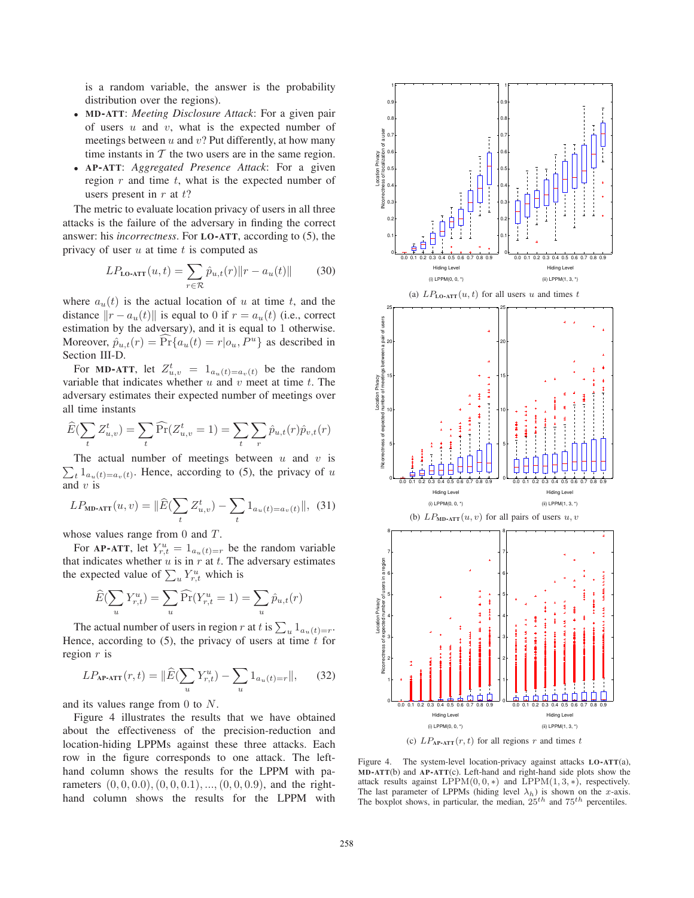is a random variable, the answer is the probability distribution over the regions).

- **MD-ATT**: *Meeting Disclosure Attack*: For a given pair of users $u$ and $v$, what is the expected number of meetings between $u$ and $v$? Put differently, at how many time instants in $\mathcal{T}$ the two users are in the same region.
- **AP-ATT**: *Aggregated Presence Attack*: For a given region $r$ and time $t$, what is the expected number of users present in $r$ at $t$?

The metric to evaluate location privacy of users in all three attacks is the failure of the adversary in finding the correct answer: his *incorrectness*. For **LO-ATT**, according to (5), the privacy of user $u$ at time $t$ is computed as

$$LP_{\textbf{LO-ATT}}(u,t) = \sum_{r \in \mathcal{R}} \hat{p}_{u,t}(r) \| r - a_u(t) \| \quad (30)$$

where $a_u(t)$ is the actual location of $u$ at time $t$, and the distance $\|r - a_u(t)\|$ is equal to 0 if $r = a_u(t)$ (i.e., correct estimation by the adversary), and it is equal to 1 otherwise. Moreover, $\hat{p}_{u,t}(r) = \widehat{\Pr}\{a_u(t) = r | o_u, P^u\}$ as described in Section III-D.

For **MD-ATT**, let $Z_{u,v}^t = 1_{a_u(t)=a_v(t)}$ be the random variable that indicates whether $u$ and $v$ meet at time $t$. The adversary estimates their expected number of meetings over all time instants

$$\widehat{E}(\sum_t Z_{u,v}^t) = \sum_t \widehat{\Pr}(Z_{u,v}^t = 1) = \sum_t \sum_r \hat{p}_{u,t}(r)\hat{p}_{v,t}(r)$$

The actual number of meetings between $u$ and $v$ is $\sum_t 1_{a_u(t)=a_v(t)}$. Hence, according to (5), the privacy of $u$ and $v$ is

$$LP_{\textbf{MD-ATT}}(u,v) = \|\widehat{E}(\sum_t Z_{u,v}^t) - \sum_t 1_{a_u(t)=a_v(t)}\|, \quad (31)$$

whose values range from 0 and $T$.

For **AP-ATT**, let $Y_{r,t}^u = 1_{a_u(t)=r}$ be the random variable that indicates whether $u$ is in $r$ at $t$. The adversary estimates the expected value of $\sum_u Y_{r,t}^u$ which is

$$\widehat{E}(\sum_u Y_{r,t}^u) = \sum_u \widehat{\Pr}(Y_{r,t}^u = 1) = \sum_u \hat{p}_{u,t}(r)$$

The actual number of users in region $r$ at $t$ is $\sum_u 1_{a_u(t)=r}$. Hence, according to (5), the privacy of users at time $t$ for region $r$ is

$$LP_{\textbf{AP-ATT}}(r,t) = \|\widehat{E}(\sum_u Y_{r,t}^u) - \sum_u 1_{a_u(t)=r}\|, \quad (32)$$

and its values range from 0 to $N$.

Figure 4 illustrates the results that we have obtained about the effectiveness of the precision-reduction and location-hiding LPPMs against these three attacks. Each row in the figure corresponds to one attack. The left-hand column shows the results for the LPPM with parameters $(0, 0, 0.0), (0, 0, 0.1), ..., (0, 0, 0.9)$, and the right-hand column shows the results for the LPPM with

(a) $LP_{\textbf{LO-ATT}}(u,t)$ for all users $u$ and times $t$

(b) $LP_{\textbf{MD-ATT}}(u,v)$ for all pairs of users $u, v$

(c) $LP_{\textbf{AP-ATT}}(r,t)$ for all regions $r$ and times $t$

Figure 4. The system-level location-privacy against attacks **LO-ATT**(a), **MD-ATT**(b) and **AP-ATT**(c). Left-hand and right-hand side plots show the attack results against $\text{LPPM}(0, 0, *)$ and $\text{LPPM}(1, 3, *)$, respectively. The last parameter of LPPMs (hiding level $\lambda_h$) is shown on the $x$-axis. The boxplot shows, in particular, the median, $25^{th}$ and $75^{th}$ percentiles.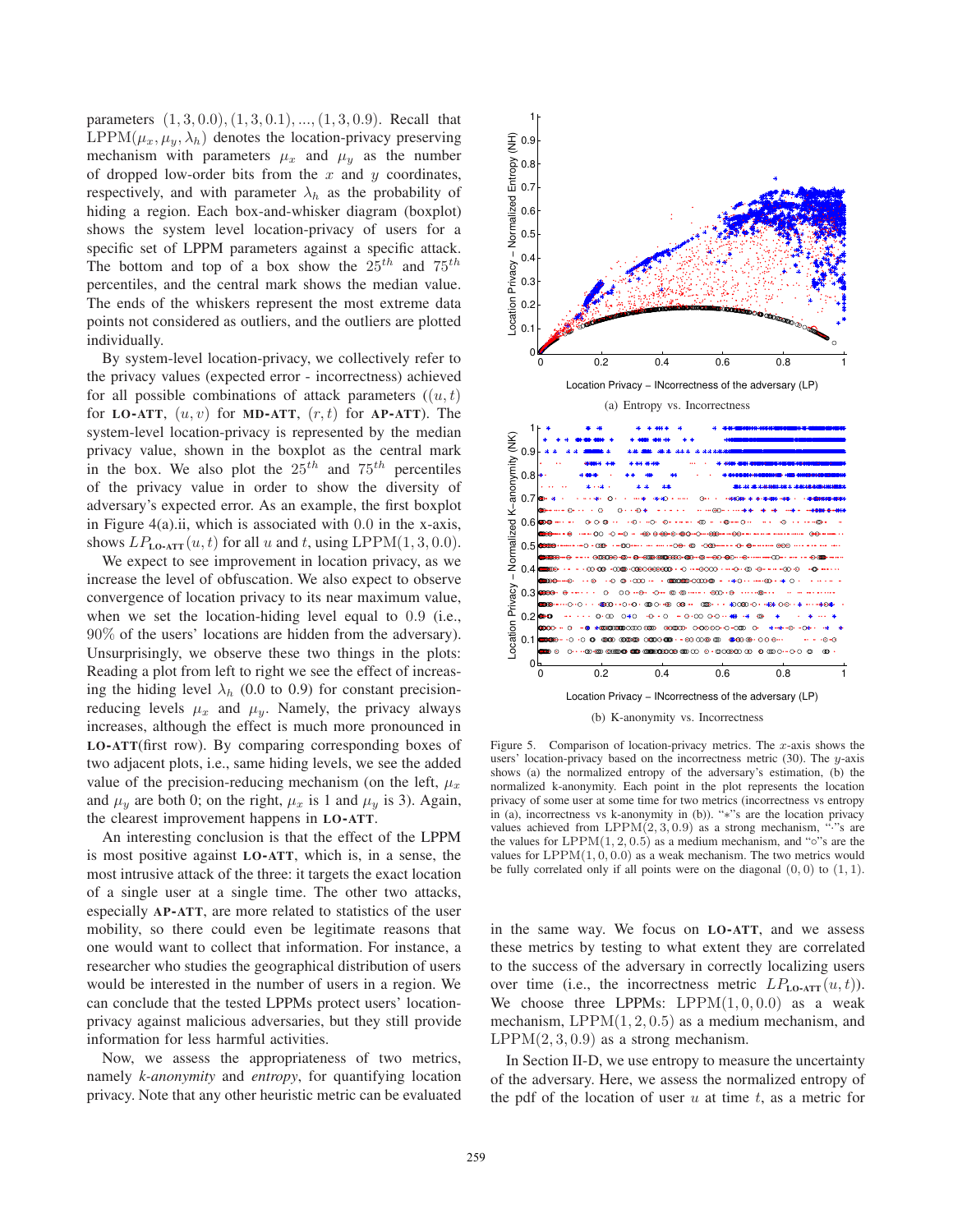parameters $(1, 3, 0.0), (1, 3, 0.1), ..., (1, 3, 0.9)$. Recall that $\text{LPPM}(\mu_x, \mu_y, \lambda_h)$ denotes the location-privacy preserving mechanism with parameters $\mu_x$ and $\mu_y$ as the number of dropped low-order bits from the $x$ and $y$ coordinates, respectively, and with parameter $\lambda_h$ as the probability of hiding a region. Each box-and-whisker diagram (boxplot) shows the system level location-privacy of users for a specific set of LPPM parameters against a specific attack. The bottom and top of a box show the $25^{th}$ and $75^{th}$ percentiles, and the central mark shows the median value. The ends of the whiskers represent the most extreme data points not considered as outliers, and the outliers are plotted individually.

By system-level location-privacy, we collectively refer to the privacy values (expected error - incorrectness) achieved for all possible combinations of attack parameters ($(u, t)$ for **LO-ATT**, $(u, v)$ for **MD-ATT**, $(r, t)$ for **AP-ATT**). The system-level location-privacy is represented by the median privacy value, shown in the boxplot as the central mark in the box. We also plot the $25^{th}$ and $75^{th}$ percentiles of the privacy value in order to show the diversity of adversary's expected error. As an example, the first boxplot in Figure 4(a).ii, which is associated with 0.0 in the x-axis, shows $LP_{\text{LO-ATT}}(u, t)$ for all $u$ and $t$, using $\text{LPPM}(1, 3, 0.0)$.

We expect to see improvement in location privacy, as we increase the level of obfuscation. We also expect to observe convergence of location privacy to its near maximum value, when we set the location-hiding level equal to 0.9 (i.e., 90% of the users' locations are hidden from the adversary). Unsurprisingly, we observe these two things in the plots: Reading a plot from left to right we see the effect of increasing the hiding level $\lambda_h$ (0.0 to 0.9) for constant precision-reducing levels $\mu_x$ and $\mu_y$. Namely, the privacy always increases, although the effect is much more pronounced in **LO-ATT**(first row). By comparing corresponding boxes of two adjacent plots, i.e., same hiding levels, we see the added value of the precision-reducing mechanism (on the left, $\mu_x$ and $\mu_y$ are both 0; on the right, $\mu_x$ is 1 and $\mu_y$ is 3). Again, the clearest improvement happens in **LO-ATT**.

An interesting conclusion is that the effect of the LPPM is most positive against **LO-ATT**, which is, in a sense, the most intrusive attack of the three: it targets the exact location of a single user at a single time. The other two attacks, especially **AP-ATT**, are more related to statistics of the user mobility, so there could even be legitimate reasons that one would want to collect that information. For instance, a researcher who studies the geographical distribution of users would be interested in the number of users in a region. We can conclude that the tested LPPMs protect users' location-privacy against malicious adversaries, but they still provide information for less harmful activities.

Now, we assess the appropriateness of two metrics, namely *k-anonymity* and *entropy*, for quantifying location privacy. Note that any other heuristic metric can be evaluated in the same way. We focus on **LO-ATT**, and we assess these metrics by testing to what extent they are correlated to the success of the adversary in correctly localizing users over time (i.e., the incorrectness metric $LP_{\text{LO-ATT}}(u, t)$). We choose three LPPMs: $\text{LPPM}(1, 0, 0.0)$ as a weak mechanism, $\text{LPPM}(1, 2, 0.5)$ as a medium mechanism, and $\text{LPPM}(2, 3, 0.9)$ as a strong mechanism.

(a) Entropy vs. Incorrectness

(b) K-anonymity vs. Incorrectness

Figure 5. Comparison of location-privacy metrics. The $x$-axis shows the users' location-privacy based on the incorrectness metric (30). The $y$-axis shows (a) the normalized entropy of the adversary's estimation, (b) the normalized k-anonymity. Each point in the plot represents the location privacy of some user at some time for two metrics (incorrectness vs entropy in (a), incorrectness vs k-anonymity in (b)). "$*$"s are the location privacy values achieved from $\text{LPPM}(2, 3, 0.9)$ as a strong mechanism, "$\cdot$"s are the values for $\text{LPPM}(1, 2, 0.5)$ as a medium mechanism, and "o"s are the values for $\text{LPPM}(1, 0, 0.0)$ as a weak mechanism. The two metrics would be fully correlated only if all points were on the diagonal $(0, 0)$ to $(1, 1)$.

In Section II-D, we use entropy to measure the uncertainty of the adversary. Here, we assess the normalized entropy of the pdf of the location of user $u$ at time $t$, as a metric for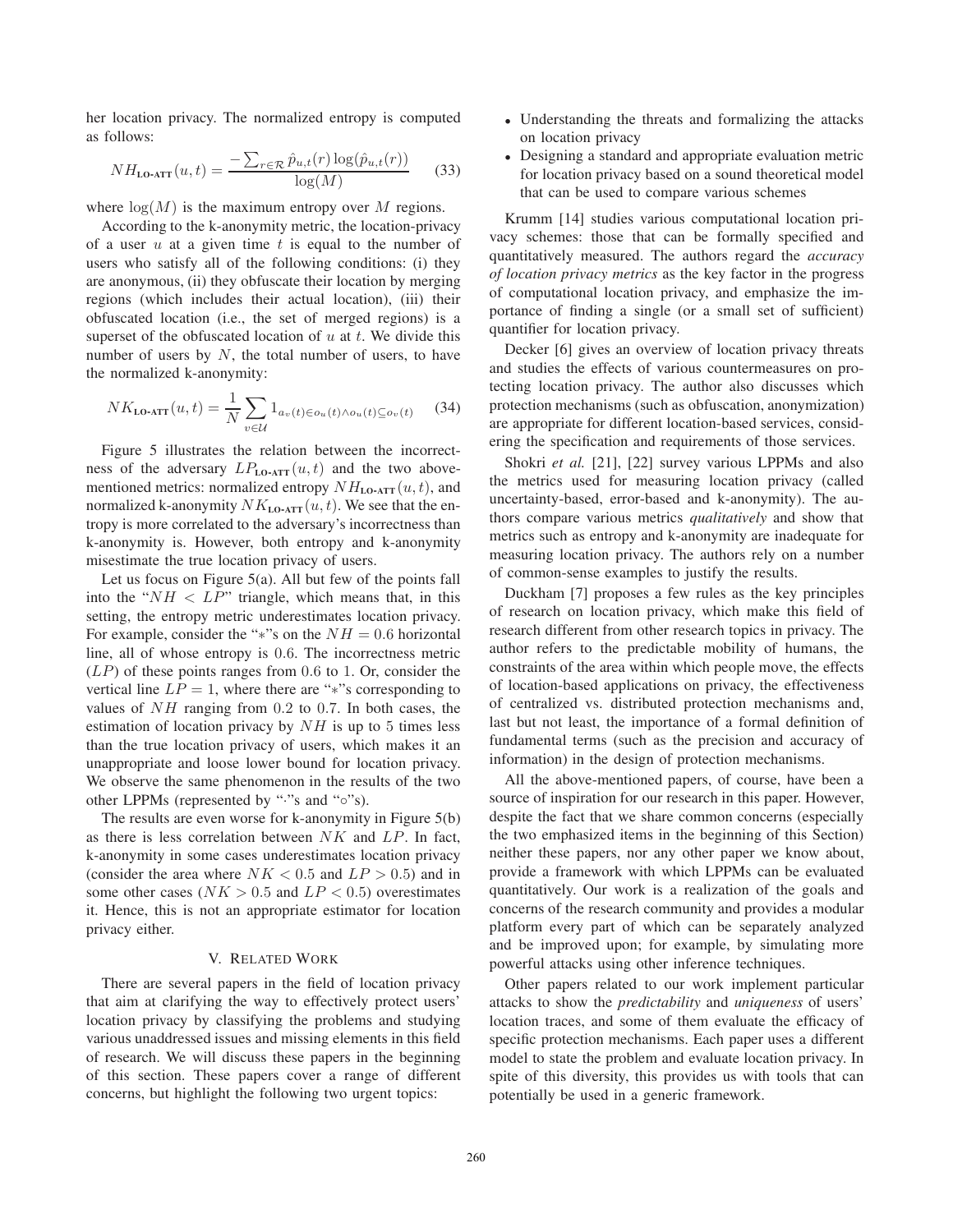her location privacy. The normalized entropy is computed as follows:

$$NH_{\textbf{LO-ATT}}(u,t) = \frac{-\sum_{r \in \mathcal{R}} \hat{p}_{u,t}(r) \log(\hat{p}_{u,t}(r))}{\log(M)} \quad (33)$$

where $\log(M)$ is the maximum entropy over $M$ regions.

According to the k-anonymity metric, the location-privacy of a user $u$ at a given time $t$ is equal to the number of users who satisfy all of the following conditions: (i) they are anonymous, (ii) they obfuscate their location by merging regions (which includes their actual location), (iii) their obfuscated location (i.e., the set of merged regions) is a superset of the obfuscated location of $u$ at $t$. We divide this number of users by $N$, the total number of users, to have the normalized k-anonymity:

$$NK_{\textbf{LO-ATT}}(u,t) = \frac{1}{N} \sum_{v \in \mathcal{U}} 1_{a_v(t) \in o_u(t) \wedge o_u(t) \subseteq o_v(t)} \quad (34)$$

Figure 5 illustrates the relation between the incorrectness of the adversary $LP_{\textbf{LO-ATT}}(u,t)$ and the two above-mentioned metrics: normalized entropy $NH_{\textbf{LO-ATT}}(u,t)$, and normalized k-anonymity $NK_{\textbf{LO-ATT}}(u,t)$. We see that the entropy is more correlated to the adversary's incorrectness than k-anonymity is. However, both entropy and k-anonymity misestimate the true location privacy of users.

Let us focus on Figure 5(a). All but few of the points fall into the "$NH < LP$" triangle, which means that, in this setting, the entropy metric underestimates location privacy. For example, consider the "$*$"s on the $NH = 0.6$ horizontal line, all of whose entropy is 0.6. The incorrectness metric ($LP$) of these points ranges from 0.6 to 1. Or, consider the vertical line $LP = 1$, where there are "$*$"s corresponding to values of $NH$ ranging from 0.2 to 0.7. In both cases, the estimation of location privacy by $NH$ is up to 5 times less than the true location privacy of users, which makes it an unappropriate and loose lower bound for location privacy. We observe the same phenomenon in the results of the two other LPPMs (represented by "·"s and "○"s).

The results are even worse for k-anonymity in Figure 5(b) as there is less correlation between $NK$ and $LP$. In fact, k-anonymity in some cases underestimates location privacy (consider the area where $NK < 0.5$ and $LP > 0.5$) and in some other cases ($NK > 0.5$ and $LP < 0.5$) overestimates it. Hence, this is not an appropriate estimator for location privacy either.

## V. Related Work

There are several papers in the field of location privacy that aim at clarifying the way to effectively protect users' location privacy by classifying the problems and studying various unaddressed issues and missing elements in this field of research. We will discuss these papers in the beginning of this section. These papers cover a range of different concerns, but highlight the following two urgent topics:

- Understanding the threats and formalizing the attacks on location privacy
- Designing a standard and appropriate evaluation metric for location privacy based on a sound theoretical model that can be used to compare various schemes

Krumm [14] studies various computational location privacy schemes: those that can be formally specified and quantitatively measured. The authors regard the *accuracy of location privacy metrics* as the key factor in the progress of computational location privacy, and emphasize the importance of finding a single (or a small set of sufficient) quantifier for location privacy.

Decker [6] gives an overview of location privacy threats and studies the effects of various countermeasures on protecting location privacy. The author also discusses which protection mechanisms (such as obfuscation, anonymization) are appropriate for different location-based services, considering the specification and requirements of those services.

Shokri *et al.* [21], [22] survey various LPPMs and also the metrics used for measuring location privacy (called uncertainty-based, error-based and k-anonymity). The authors compare various metrics *qualitatively* and show that metrics such as entropy and k-anonymity are inadequate for measuring location privacy. The authors rely on a number of common-sense examples to justify the results.

Duckham [7] proposes a few rules as the key principles of research on location privacy, which make this field of research different from other research topics in privacy. The author refers to the predictable mobility of humans, the constraints of the area within which people move, the effects of location-based applications on privacy, the effectiveness of centralized vs. distributed protection mechanisms and, last but not least, the importance of a formal definition of fundamental terms (such as the precision and accuracy of information) in the design of protection mechanisms.

All the above-mentioned papers, of course, have been a source of inspiration for our research in this paper. However, despite the fact that we share common concerns (especially the two emphasized items in the beginning of this Section) neither these papers, nor any other paper we know about, provide a framework with which LPPMs can be evaluated quantitatively. Our work is a realization of the goals and concerns of the research community and provides a modular platform every part of which can be separately analyzed and be improved upon; for example, by simulating more powerful attacks using other inference techniques.

Other papers related to our work implement particular attacks to show the *predictability* and *uniqueness* of users' location traces, and some of them evaluate the efficacy of specific protection mechanisms. Each paper uses a different model to state the problem and evaluate location privacy. In spite of this diversity, this provides us with tools that can potentially be used in a generic framework.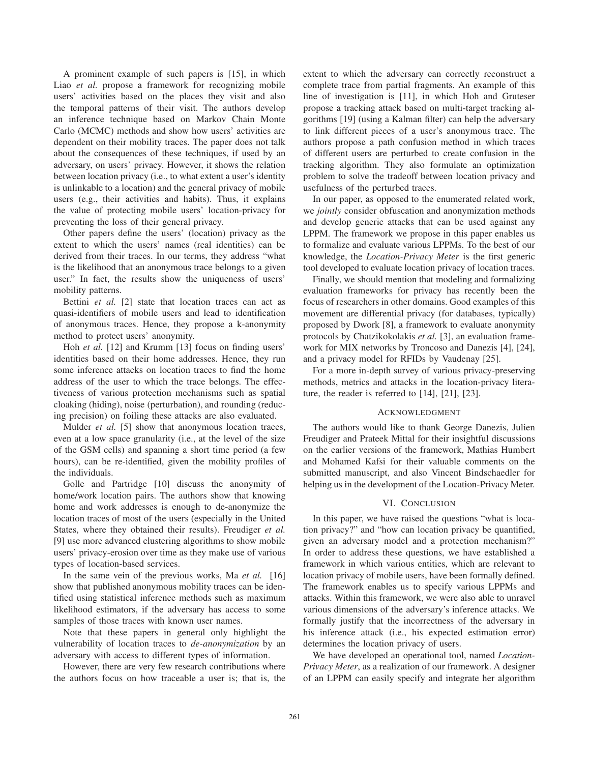A prominent example of such papers is [15], in which Liao *et al.* propose a framework for recognizing mobile users' activities based on the places they visit and also the temporal patterns of their visit. The authors develop an inference technique based on Markov Chain Monte Carlo (MCMC) methods and show how users' activities are dependent on their mobility traces. The paper does not talk about the consequences of these techniques, if used by an adversary, on users' privacy. However, it shows the relation between location privacy (i.e., to what extent a user's identity is unlinkable to a location) and the general privacy of mobile users (e.g., their activities and habits). Thus, it explains the value of protecting mobile users' location-privacy for preventing the loss of their general privacy.

Other papers define the users' (location) privacy as the extent to which the users' names (real identities) can be derived from their traces. In our terms, they address "what is the likelihood that an anonymous trace belongs to a given user." In fact, the results show the uniqueness of users' mobility patterns.

Bettini *et al.* [2] state that location traces can act as quasi-identifiers of mobile users and lead to identification of anonymous traces. Hence, they propose a k-anonymity method to protect users' anonymity.

Hoh *et al.* [12] and Krumm [13] focus on finding users' identities based on their home addresses. Hence, they run some inference attacks on location traces to find the home address of the user to which the trace belongs. The effectiveness of various protection mechanisms such as spatial cloaking (hiding), noise (perturbation), and rounding (reducing precision) on foiling these attacks are also evaluated.

Mulder *et al.* [5] show that anonymous location traces, even at a low space granularity (i.e., at the level of the size of the GSM cells) and spanning a short time period (a few hours), can be re-identified, given the mobility profiles of the individuals.

Golle and Partridge [10] discuss the anonymity of home/work location pairs. The authors show that knowing home and work addresses is enough to de-anonymize the location traces of most of the users (especially in the United States, where they obtained their results). Freudiger *et al.* [9] use more advanced clustering algorithms to show mobile users' privacy-erosion over time as they make use of various types of location-based services.

In the same vein of the previous works, Ma *et al.* [16] show that published anonymous mobility traces can be identified using statistical inference methods such as maximum likelihood estimators, if the adversary has access to some samples of those traces with known user names.

Note that these papers in general only highlight the vulnerability of location traces to *de-anonymization* by an adversary with access to different types of information.

However, there are very few research contributions where the authors focus on how traceable a user is; that is, the extent to which the adversary can correctly reconstruct a complete trace from partial fragments. An example of this line of investigation is [11], in which Hoh and Gruteser propose a tracking attack based on multi-target tracking algorithms [19] (using a Kalman filter) can help the adversary to link different pieces of a user's anonymous trace. The authors propose a path confusion method in which traces of different users are perturbed to create confusion in the tracking algorithm. They also formulate an optimization problem to solve the tradeoff between location privacy and usefulness of the perturbed traces.

In our paper, as opposed to the enumerated related work, we *jointly* consider obfuscation and anonymization methods and develop generic attacks that can be used against any LPPM. The framework we propose in this paper enables us to formalize and evaluate various LPPMs. To the best of our knowledge, the *Location-Privacy Meter* is the first generic tool developed to evaluate location privacy of location traces.

Finally, we should mention that modeling and formalizing evaluation frameworks for privacy has recently been the focus of researchers in other domains. Good examples of this movement are differential privacy (for databases, typically) proposed by Dwork [8], a framework to evaluate anonymity protocols by Chatzikokolakis *et al.* [3], an evaluation framework for MIX networks by Troncoso and Danezis [4], [24], and a privacy model for RFIDs by Vaudenay [25].

For a more in-depth survey of various privacy-preserving methods, metrics and attacks in the location-privacy literature, the reader is referred to [14], [21], [23].

## Acknowledgment

The authors would like to thank George Danezis, Julien Freudiger and Prateek Mittal for their insightful discussions on the earlier versions of the framework, Mathias Humbert and Mohamed Kafsi for their valuable comments on the submitted manuscript, and also Vincent Bindschaedler for helping us in the development of the Location-Privacy Meter.

## VI. Conclusion

In this paper, we have raised the questions "what is location privacy?" and "how can location privacy be quantified, given an adversary model and a protection mechanism?" In order to address these questions, we have established a framework in which various entities, which are relevant to location privacy of mobile users, have been formally defined. The framework enables us to specify various LPPMs and attacks. Within this framework, we were also able to unravel various dimensions of the adversary's inference attacks. We formally justify that the incorrectness of the adversary in his inference attack (i.e., his expected estimation error) determines the location privacy of users.

We have developed an operational tool, named *Location-Privacy Meter*, as a realization of our framework. A designer of an LPPM can easily specify and integrate her algorithm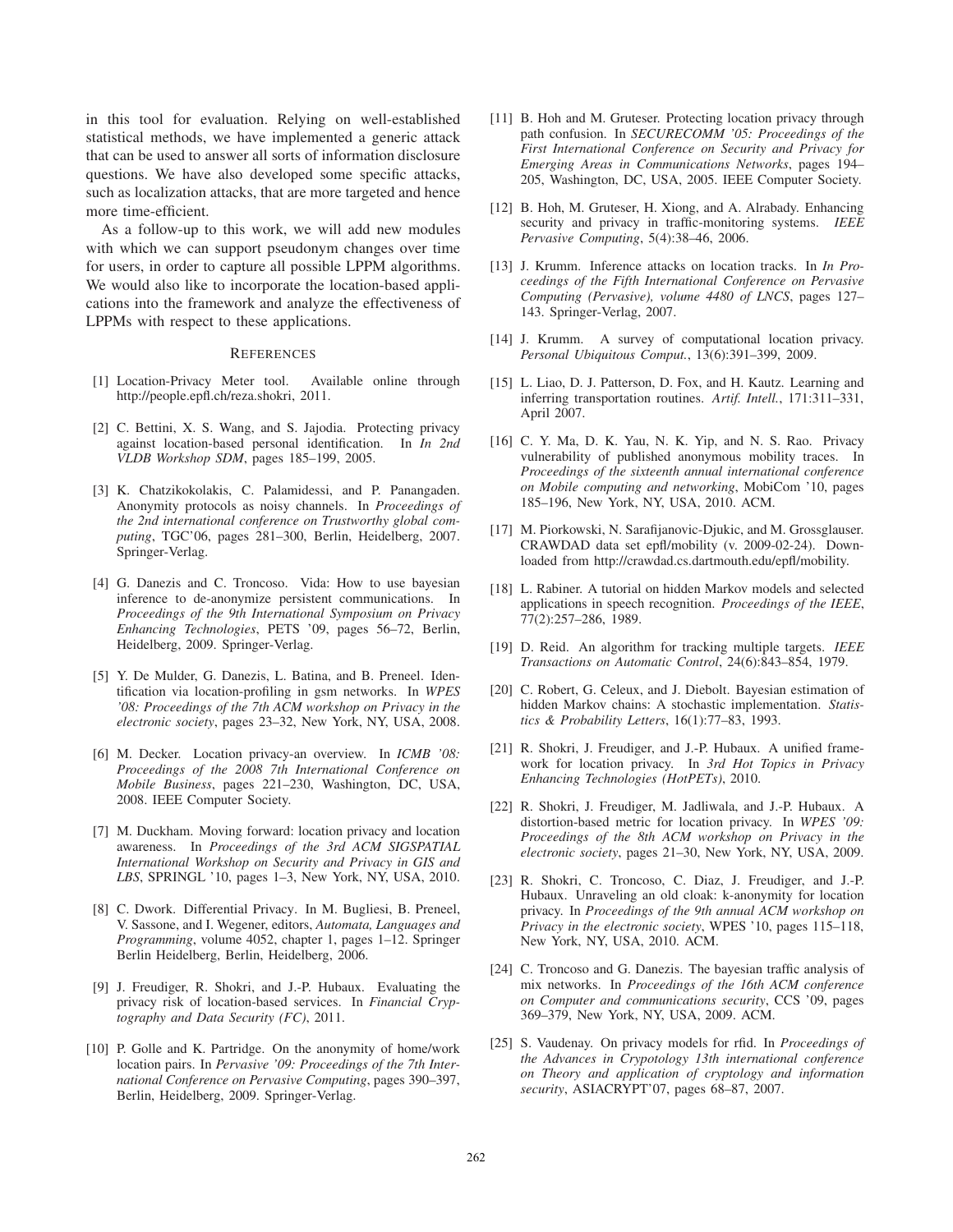in this tool for evaluation. Relying on well-established statistical methods, we have implemented a generic attack that can be used to answer all sorts of information disclosure questions. We have also developed some specific attacks, such as localization attacks, that are more targeted and hence more time-efficient.

As a follow-up to this work, we will add new modules with which we can support pseudonym changes over time for users, in order to capture all possible LPPM algorithms. We would also like to incorporate the location-based applications into the framework and analyze the effectiveness of LPPMs with respect to these applications.

## References

[1] Location-Privacy Meter tool. Available online through http://people.epfl.ch/reza.shokri, 2011.

[2] C. Bettini, X. S. Wang, and S. Jajodia. Protecting privacy against location-based personal identification. In *In 2nd VLDB Workshop SDM*, pages 185–199, 2005.

[3] K. Chatzikokolakis, C. Palamidessi, and P. Panangaden. Anonymity protocols as noisy channels. In *Proceedings of the 2nd international conference on Trustworthy global computing*, TGC'06, pages 281–300, Berlin, Heidelberg, 2007. Springer-Verlag.

[4] G. Danezis and C. Troncoso. Vida: How to use bayesian inference to de-anonymize persistent communications. In *Proceedings of the 9th International Symposium on Privacy Enhancing Technologies*, PETS '09, pages 56–72, Berlin, Heidelberg, 2009. Springer-Verlag.

[5] Y. De Mulder, G. Danezis, L. Batina, and B. Preneel. Identification via location-profiling in gsm networks. In *WPES '08: Proceedings of the 7th ACM workshop on Privacy in the electronic society*, pages 23–32, New York, NY, USA, 2008.

[6] M. Decker. Location privacy-an overview. In *ICMB '08: Proceedings of the 2008 7th International Conference on Mobile Business*, pages 221–230, Washington, DC, USA, 2008. IEEE Computer Society.

[7] M. Duckham. Moving forward: location privacy and location awareness. In *Proceedings of the 3rd ACM SIGSPATIAL International Workshop on Security and Privacy in GIS and LBS*, SPRINGL '10, pages 1–3, New York, NY, USA, 2010.

[8] C. Dwork. Differential Privacy. In M. Bugliesi, B. Preneel, V. Sassone, and I. Wegener, editors, *Automata, Languages and Programming*, volume 4052, chapter 1, pages 1–12. Springer Berlin Heidelberg, Berlin, Heidelberg, 2006.

[9] J. Freudiger, R. Shokri, and J.-P. Hubaux. Evaluating the privacy risk of location-based services. In *Financial Cryptography and Data Security (FC)*, 2011.

[10] P. Golle and K. Partridge. On the anonymity of home/work location pairs. In *Pervasive '09: Proceedings of the 7th International Conference on Pervasive Computing*, pages 390–397, Berlin, Heidelberg, 2009. Springer-Verlag.

[11] B. Hoh and M. Gruteser. Protecting location privacy through path confusion. In *SECURECOMM '05: Proceedings of the First International Conference on Security and Privacy for Emerging Areas in Communications Networks*, pages 194–205, Washington, DC, USA, 2005. IEEE Computer Society.

[12] B. Hoh, M. Gruteser, H. Xiong, and A. Alrabady. Enhancing security and privacy in traffic-monitoring systems. *IEEE Pervasive Computing*, 5(4):38–46, 2006.

[13] J. Krumm. Inference attacks on location tracks. In *In Proceedings of the Fifth International Conference on Pervasive Computing (Pervasive), volume 4480 of LNCS*, pages 127–143. Springer-Verlag, 2007.

[14] J. Krumm. A survey of computational location privacy. *Personal Ubiquitous Comput.*, 13(6):391–399, 2009.

[15] L. Liao, D. J. Patterson, D. Fox, and H. Kautz. Learning and inferring transportation routines. *Artif. Intell.*, 171:311–331, April 2007.

[16] C. Y. Ma, D. K. Yau, N. K. Yip, and N. S. Rao. Privacy vulnerability of published anonymous mobility traces. In *Proceedings of the sixteenth annual international conference on Mobile computing and networking*, MobiCom '10, pages 185–196, New York, NY, USA, 2010. ACM.

[17] M. Piorkowski, N. Sarafijanovic-Djukic, and M. Grossglauser. CRAWDAD data set epfl/mobility (v. 2009-02-24). Downloaded from http://crawdad.cs.dartmouth.edu/epfl/mobility.

[18] L. Rabiner. A tutorial on hidden Markov models and selected applications in speech recognition. *Proceedings of the IEEE*, 77(2):257–286, 1989.

[19] D. Reid. An algorithm for tracking multiple targets. *IEEE Transactions on Automatic Control*, 24(6):843–854, 1979.

[20] C. Robert, G. Celeux, and J. Diebolt. Bayesian estimation of hidden Markov chains: A stochastic implementation. *Statistics & Probability Letters*, 16(1):77–83, 1993.

[21] R. Shokri, J. Freudiger, and J.-P. Hubaux. A unified framework for location privacy. In *3rd Hot Topics in Privacy Enhancing Technologies (HotPETs)*, 2010.

[22] R. Shokri, J. Freudiger, M. Jadliwala, and J.-P. Hubaux. A distortion-based metric for location privacy. In *WPES '09: Proceedings of the 8th ACM workshop on Privacy in the electronic society*, pages 21–30, New York, NY, USA, 2009.

[23] R. Shokri, C. Troncoso, C. Diaz, J. Freudiger, and J.-P. Hubaux. Unraveling an old cloak: k-anonymity for location privacy. In *Proceedings of the 9th annual ACM workshop on Privacy in the electronic society*, WPES '10, pages 115–118, New York, NY, USA, 2010. ACM.

[24] C. Troncoso and G. Danezis. The bayesian traffic analysis of mix networks. In *Proceedings of the 16th ACM conference on Computer and communications security*, CCS '09, pages 369–379, New York, NY, USA, 2009. ACM.

[25] S. Vaudenay. On privacy models for rfid. In *Proceedings of the Advances in Crypotology 13th international conference on Theory and application of cryptology and information security*, ASIACRYPT'07, pages 68–87, 2007.